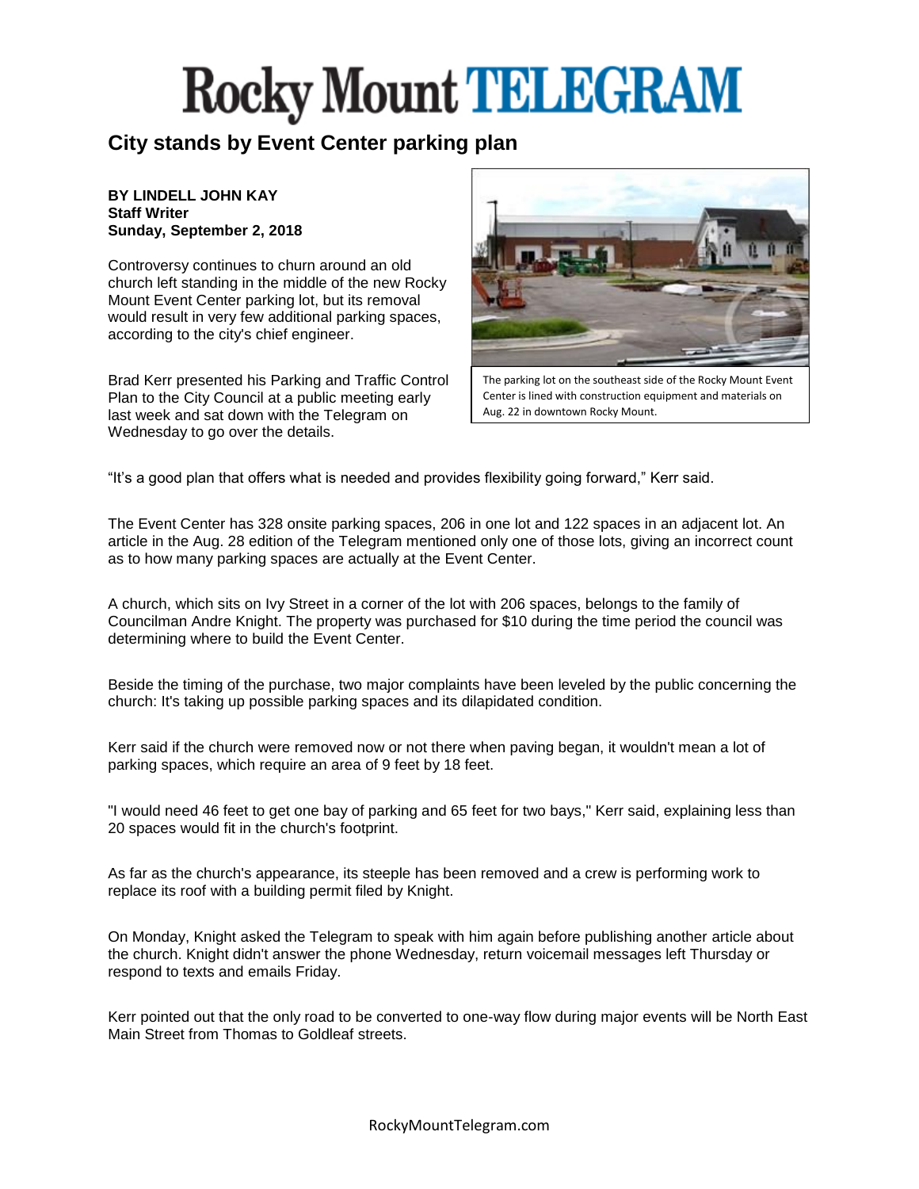# Rocky Mount TELEGRAM

## City stands by Event Center parking plan

**BY LINDELL JOHN KAY**
**Staff Writer**
**Sunday, September 2, 2018**

Controversy continues to churn around an old church left standing in the middle of the new Rocky Mount Event Center parking lot, but its removal would result in very few additional parking spaces, according to the city's chief engineer.

The parking lot on the southeast side of the Rocky Mount Event Center is lined with construction equipment and materials on Aug. 22 in downtown Rocky Mount.

Brad Kerr presented his Parking and Traffic Control Plan to the City Council at a public meeting early last week and sat down with the Telegram on Wednesday to go over the details.

"It's a good plan that offers what is needed and provides flexibility going forward," Kerr said.

The Event Center has 328 onsite parking spaces, 206 in one lot and 122 spaces in an adjacent lot. An article in the Aug. 28 edition of the Telegram mentioned only one of those lots, giving an incorrect count as to how many parking spaces are actually at the Event Center.

A church, which sits on Ivy Street in a corner of the lot with 206 spaces, belongs to the family of Councilman Andre Knight. The property was purchased for $10 during the time period the council was determining where to build the Event Center.

Beside the timing of the purchase, two major complaints have been leveled by the public concerning the church: It's taking up possible parking spaces and its dilapidated condition.

Kerr said if the church were removed now or not there when paving began, it wouldn't mean a lot of parking spaces, which require an area of 9 feet by 18 feet.

"I would need 46 feet to get one bay of parking and 65 feet for two bays," Kerr said, explaining less than 20 spaces would fit in the church's footprint.

As far as the church's appearance, its steeple has been removed and a crew is performing work to replace its roof with a building permit filed by Knight.

On Monday, Knight asked the Telegram to speak with him again before publishing another article about the church. Knight didn't answer the phone Wednesday, return voicemail messages left Thursday or respond to texts and emails Friday.

Kerr pointed out that the only road to be converted to one-way flow during major events will be North East Main Street from Thomas to Goldleaf streets.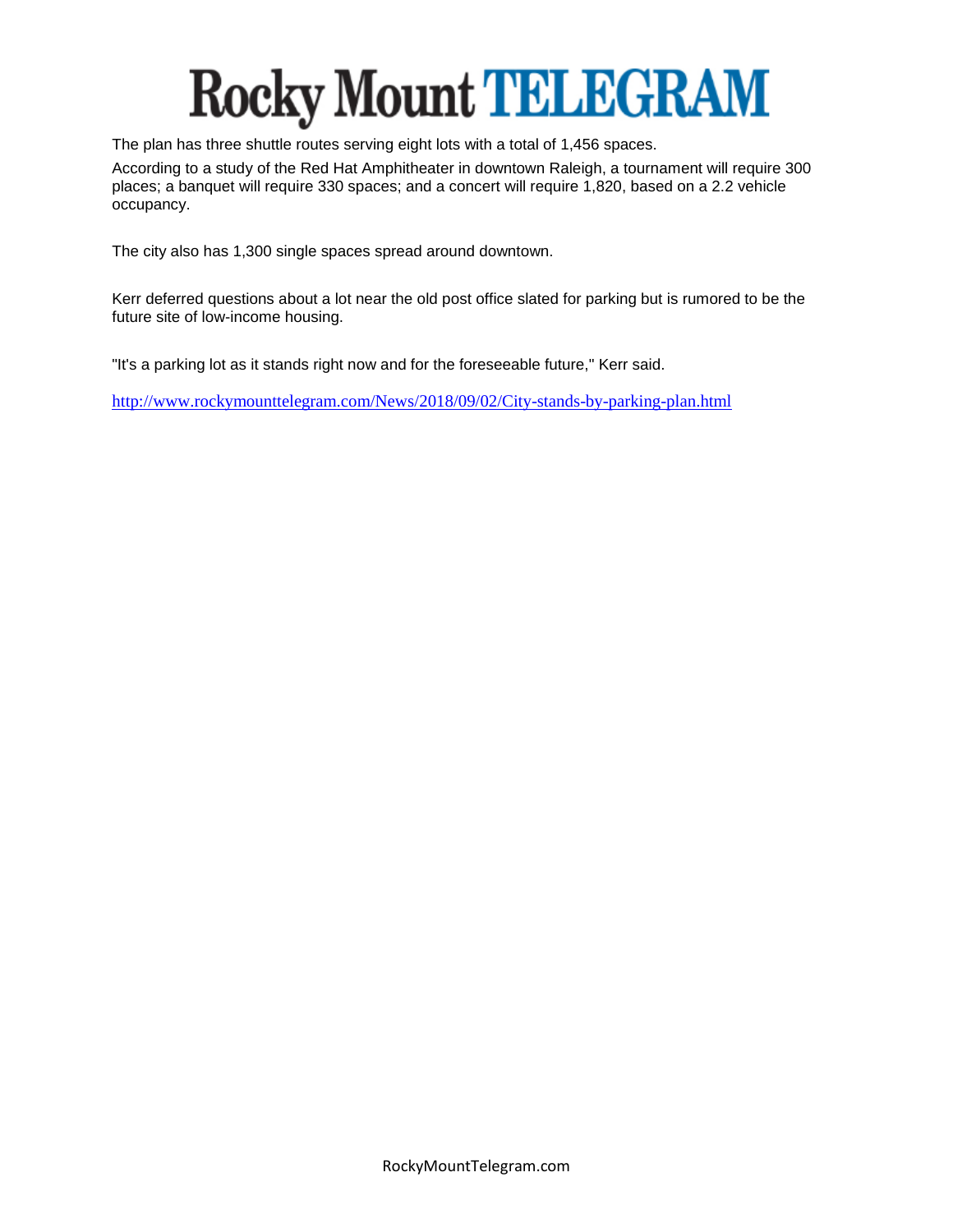The plan has three shuttle routes serving eight lots with a total of 1,456 spaces.

According to a study of the Red Hat Amphitheater in downtown Raleigh, a tournament will require 300 places; a banquet will require 330 spaces; and a concert will require 1,820, based on a 2.2 vehicle occupancy.

The city also has 1,300 single spaces spread around downtown.

Kerr deferred questions about a lot near the old post office slated for parking but is rumored to be the future site of low-income housing.

"It's a parking lot as it stands right now and for the foreseeable future," Kerr said.

http://www.rockymounttelegram.com/News/2018/09/02/City-stands-by-parking-plan.html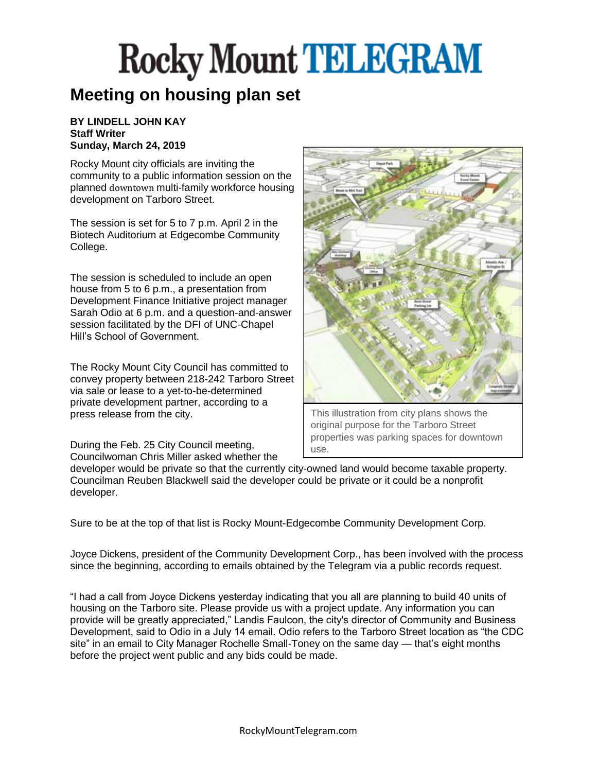# Rocky Mount TELEGRAM

## Meeting on housing plan set

**BY LINDELL JOHN KAY**
**Staff Writer**
**Sunday, March 24, 2019**

Rocky Mount city officials are inviting the community to a public information session on the planned downtown multi-family workforce housing development on Tarboro Street.

The session is set for 5 to 7 p.m. April 2 in the Biotech Auditorium at Edgecombe Community College.

The session is scheduled to include an open house from 5 to 6 p.m., a presentation from Development Finance Initiative project manager Sarah Odio at 6 p.m. and a question-and-answer session facilitated by the DFI of UNC-Chapel Hill's School of Government.

The Rocky Mount City Council has committed to convey property between 218-242 Tarboro Street via sale or lease to a yet-to-be-determined private development partner, according to a press release from the city.

This illustration from city plans shows the original purpose for the Tarboro Street properties was parking spaces for downtown use.

During the Feb. 25 City Council meeting, Councilwoman Chris Miller asked whether the developer would be private so that the currently city-owned land would become taxable property. Councilman Reuben Blackwell said the developer could be private or it could be a nonprofit developer.

Sure to be at the top of that list is Rocky Mount-Edgecombe Community Development Corp.

Joyce Dickens, president of the Community Development Corp., has been involved with the process since the beginning, according to emails obtained by the Telegram via a public records request.

"I had a call from Joyce Dickens yesterday indicating that you all are planning to build 40 units of housing on the Tarboro site. Please provide us with a project update. Any information you can provide will be greatly appreciated," Landis Faulcon, the city's director of Community and Business Development, said to Odio in a July 14 email. Odio refers to the Tarboro Street location as "the CDC site" in an email to City Manager Rochelle Small-Toney on the same day — that's eight months before the project went public and any bids could be made.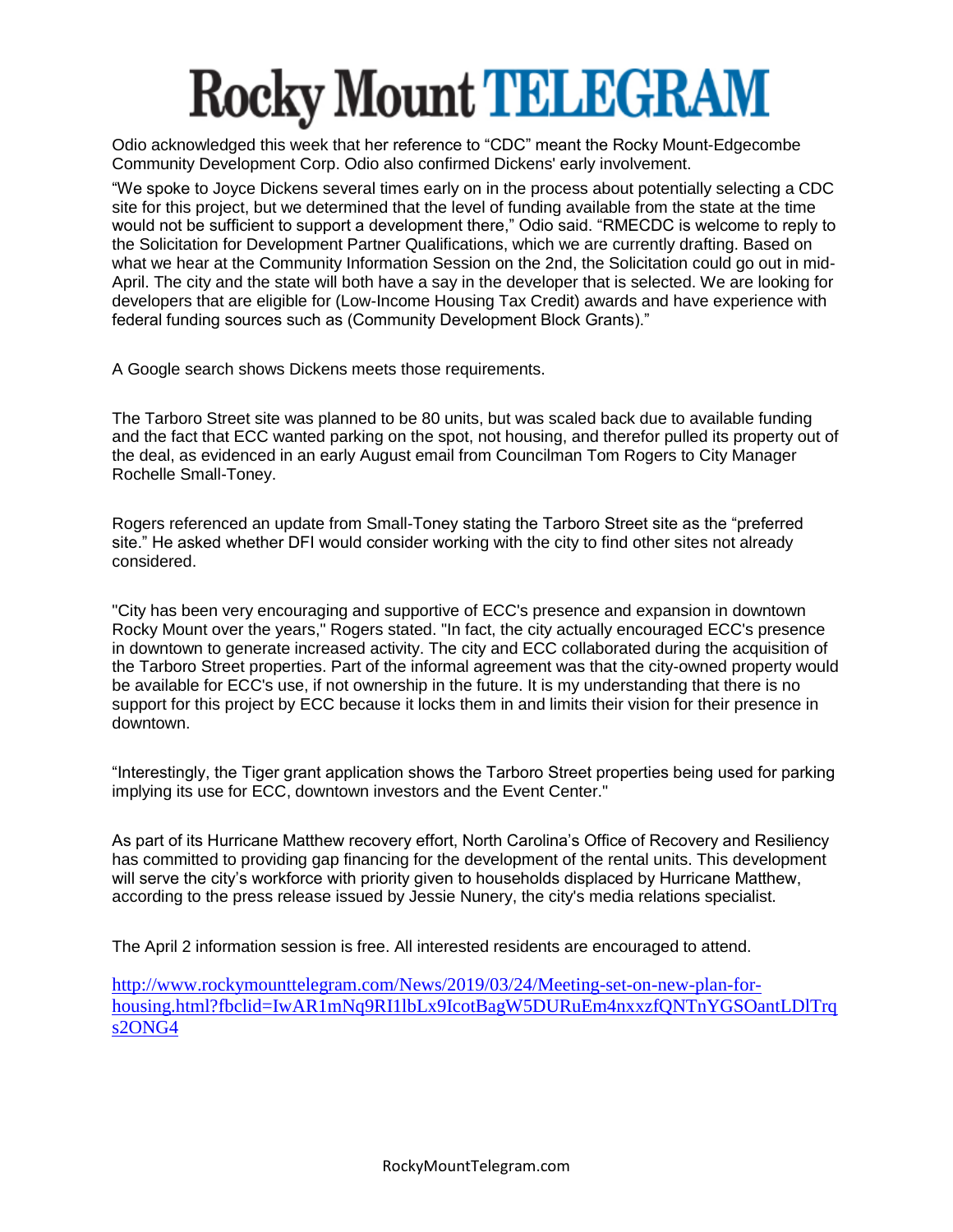# Rocky Mount TELEGRAM

Odio acknowledged this week that her reference to "CDC" meant the Rocky Mount-Edgecombe Community Development Corp. Odio also confirmed Dickens' early involvement.

"We spoke to Joyce Dickens several times early on in the process about potentially selecting a CDC site for this project, but we determined that the level of funding available from the state at the time would not be sufficient to support a development there," Odio said. "RMECDC is welcome to reply to the Solicitation for Development Partner Qualifications, which we are currently drafting. Based on what we hear at the Community Information Session on the 2nd, the Solicitation could go out in mid-April. The city and the state will both have a say in the developer that is selected. We are looking for developers that are eligible for (Low-Income Housing Tax Credit) awards and have experience with federal funding sources such as (Community Development Block Grants)."

A Google search shows Dickens meets those requirements.

The Tarboro Street site was planned to be 80 units, but was scaled back due to available funding and the fact that ECC wanted parking on the spot, not housing, and therefor pulled its property out of the deal, as evidenced in an early August email from Councilman Tom Rogers to City Manager Rochelle Small-Toney.

Rogers referenced an update from Small-Toney stating the Tarboro Street site as the "preferred site." He asked whether DFI would consider working with the city to find other sites not already considered.

"City has been very encouraging and supportive of ECC's presence and expansion in downtown Rocky Mount over the years," Rogers stated. "In fact, the city actually encouraged ECC's presence in downtown to generate increased activity. The city and ECC collaborated during the acquisition of the Tarboro Street properties. Part of the informal agreement was that the city-owned property would be available for ECC's use, if not ownership in the future. It is my understanding that there is no support for this project by ECC because it locks them in and limits their vision for their presence in downtown.

"Interestingly, the Tiger grant application shows the Tarboro Street properties being used for parking implying its use for ECC, downtown investors and the Event Center."

As part of its Hurricane Matthew recovery effort, North Carolina's Office of Recovery and Resiliency has committed to providing gap financing for the development of the rental units. This development will serve the city's workforce with priority given to households displaced by Hurricane Matthew, according to the press release issued by Jessie Nunery, the city's media relations specialist.

The April 2 information session is free. All interested residents are encouraged to attend.

http://www.rockymounttelegram.com/News/2019/03/24/Meeting-set-on-new-plan-for-housing.html?fbclid=IwAR1mNq9RI1lbLx9IcotBagW5DURuEm4nxxzfQNTnYGSOantLDlTrqs2ONG4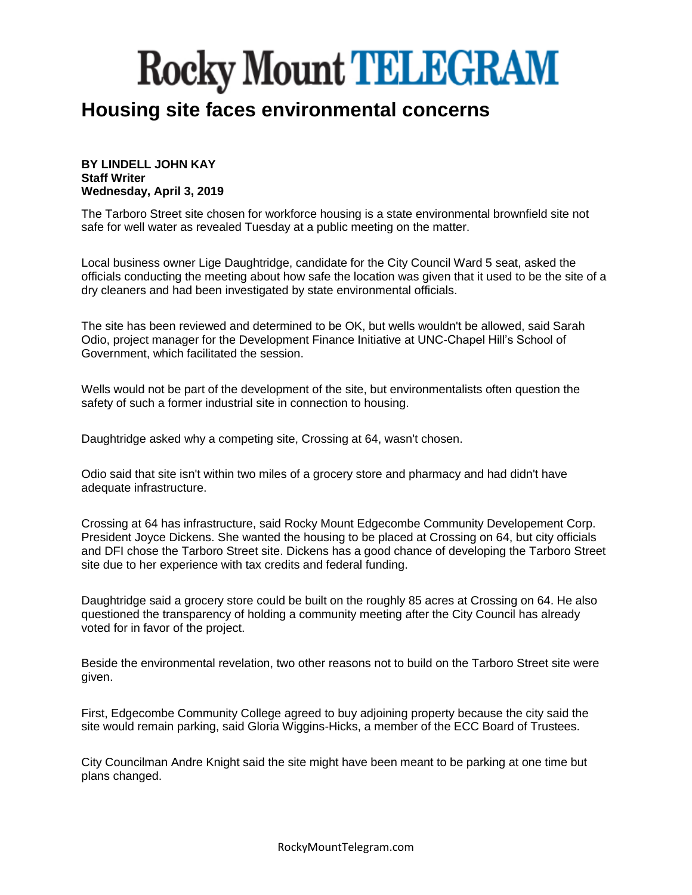# Rocky Mount TELEGRAM

## Housing site faces environmental concerns

**BY LINDELL JOHN KAY**
**Staff Writer**
**Wednesday, April 3, 2019**

The Tarboro Street site chosen for workforce housing is a state environmental brownfield site not safe for well water as revealed Tuesday at a public meeting on the matter.

Local business owner Lige Daughtridge, candidate for the City Council Ward 5 seat, asked the officials conducting the meeting about how safe the location was given that it used to be the site of a dry cleaners and had been investigated by state environmental officials.

The site has been reviewed and determined to be OK, but wells wouldn't be allowed, said Sarah Odio, project manager for the Development Finance Initiative at UNC-Chapel Hill's School of Government, which facilitated the session.

Wells would not be part of the development of the site, but environmentalists often question the safety of such a former industrial site in connection to housing.

Daughtridge asked why a competing site, Crossing at 64, wasn't chosen.

Odio said that site isn't within two miles of a grocery store and pharmacy and had didn't have adequate infrastructure.

Crossing at 64 has infrastructure, said Rocky Mount Edgecombe Community Developement Corp. President Joyce Dickens. She wanted the housing to be placed at Crossing on 64, but city officials and DFI chose the Tarboro Street site. Dickens has a good chance of developing the Tarboro Street site due to her experience with tax credits and federal funding.

Daughtridge said a grocery store could be built on the roughly 85 acres at Crossing on 64. He also questioned the transparency of holding a community meeting after the City Council has already voted for in favor of the project.

Beside the environmental revelation, two other reasons not to build on the Tarboro Street site were given.

First, Edgecombe Community College agreed to buy adjoining property because the city said the site would remain parking, said Gloria Wiggins-Hicks, a member of the ECC Board of Trustees.

City Councilman Andre Knight said the site might have been meant to be parking at one time but plans changed.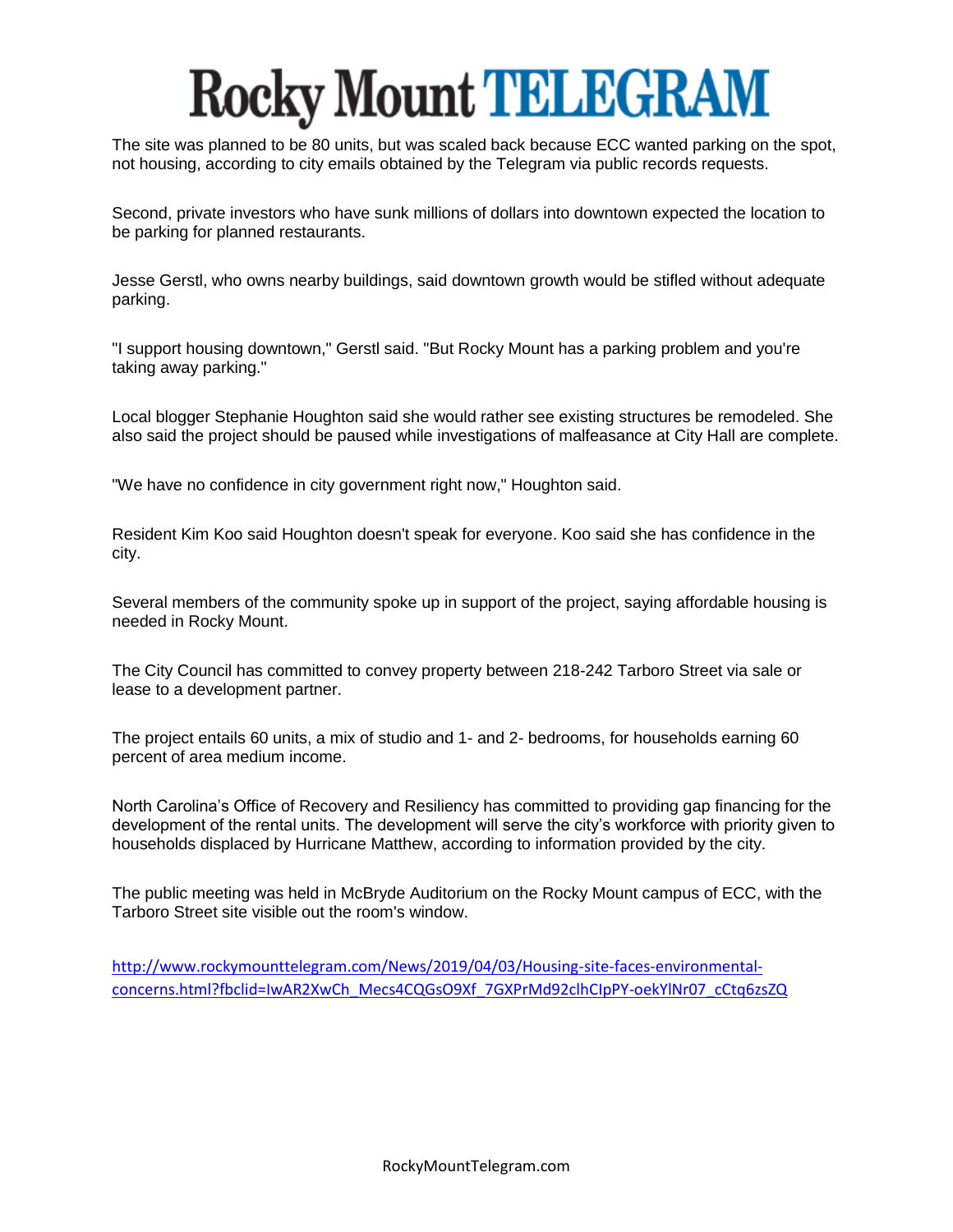# Rocky Mount TELEGRAM

The site was planned to be 80 units, but was scaled back because ECC wanted parking on the spot, not housing, according to city emails obtained by the Telegram via public records requests.

Second, private investors who have sunk millions of dollars into downtown expected the location to be parking for planned restaurants.

Jesse Gerstl, who owns nearby buildings, said downtown growth would be stifled without adequate parking.

"I support housing downtown," Gerstl said. "But Rocky Mount has a parking problem and you're taking away parking."

Local blogger Stephanie Houghton said she would rather see existing structures be remodeled. She also said the project should be paused while investigations of malfeasance at City Hall are complete.

"We have no confidence in city government right now," Houghton said.

Resident Kim Koo said Houghton doesn't speak for everyone. Koo said she has confidence in the city.

Several members of the community spoke up in support of the project, saying affordable housing is needed in Rocky Mount.

The City Council has committed to convey property between 218-242 Tarboro Street via sale or lease to a development partner.

The project entails 60 units, a mix of studio and 1- and 2- bedrooms, for households earning 60 percent of area medium income.

North Carolina's Office of Recovery and Resiliency has committed to providing gap financing for the development of the rental units. The development will serve the city's workforce with priority given to households displaced by Hurricane Matthew, according to information provided by the city.

The public meeting was held in McBryde Auditorium on the Rocky Mount campus of ECC, with the Tarboro Street site visible out the room's window.

http://www.rockymounttelegram.com/News/2019/04/03/Housing-site-faces-environmental-concerns.html?fbclid=IwAR2XwCh_Mecs4CQGsO9Xf_7GXPrMd92clhCIpPY-oekYlNr07_cCtq6zsZQ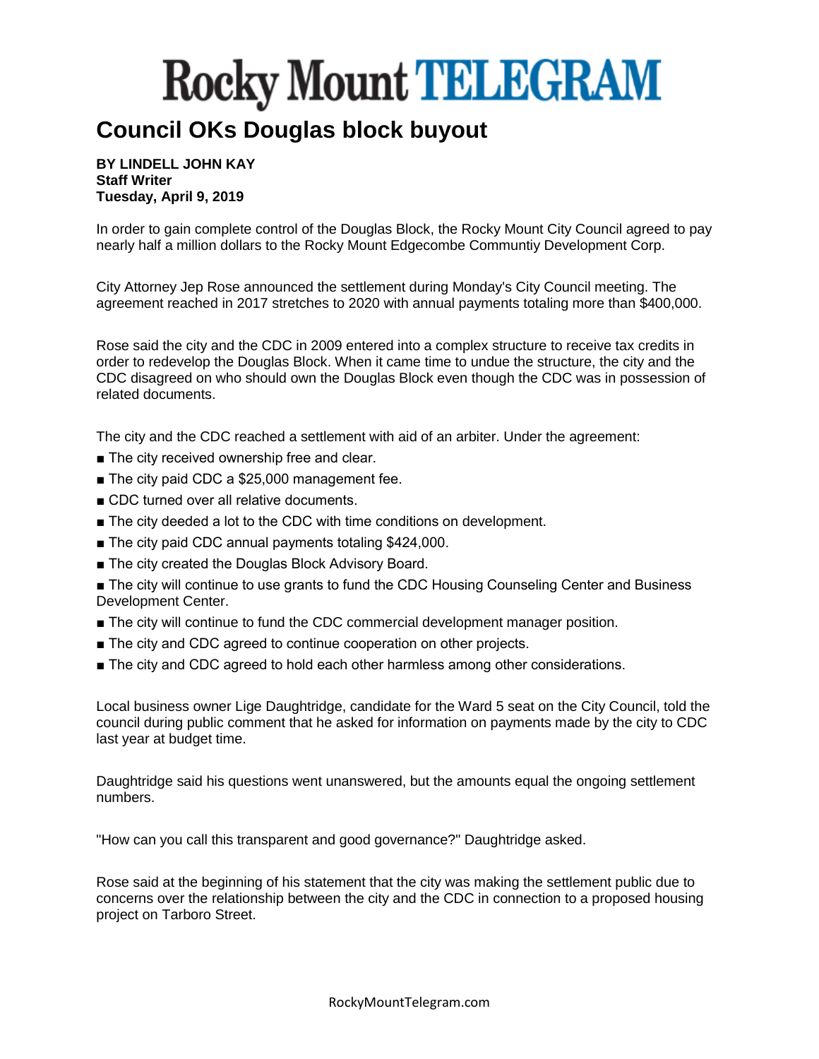# Rocky Mount TELEGRAM

## Council OKs Douglas block buyout

**BY LINDELL JOHN KAY**
**Staff Writer**
**Tuesday, April 9, 2019**

In order to gain complete control of the Douglas Block, the Rocky Mount City Council agreed to pay nearly half a million dollars to the Rocky Mount Edgecombe Communtiy Development Corp.

City Attorney Jep Rose announced the settlement during Monday's City Council meeting. The agreement reached in 2017 stretches to 2020 with annual payments totaling more than $400,000.

Rose said the city and the CDC in 2009 entered into a complex structure to receive tax credits in order to redevelop the Douglas Block. When it came time to undue the structure, the city and the CDC disagreed on who should own the Douglas Block even though the CDC was in possession of related documents.

The city and the CDC reached a settlement with aid of an arbiter. Under the agreement:

■ The city received ownership free and clear.

■ The city paid CDC a $25,000 management fee.

■ CDC turned over all relative documents.

■ The city deeded a lot to the CDC with time conditions on development.

■ The city paid CDC annual payments totaling $424,000.

■ The city created the Douglas Block Advisory Board.

■ The city will continue to use grants to fund the CDC Housing Counseling Center and Business Development Center.

■ The city will continue to fund the CDC commercial development manager position.

■ The city and CDC agreed to continue cooperation on other projects.

■ The city and CDC agreed to hold each other harmless among other considerations.

Local business owner Lige Daughtridge, candidate for the Ward 5 seat on the City Council, told the council during public comment that he asked for information on payments made by the city to CDC last year at budget time.

Daughtridge said his questions went unanswered, but the amounts equal the ongoing settlement numbers.

"How can you call this transparent and good governance?" Daughtridge asked.

Rose said at the beginning of his statement that the city was making the settlement public due to concerns over the relationship between the city and the CDC in connection to a proposed housing project on Tarboro Street.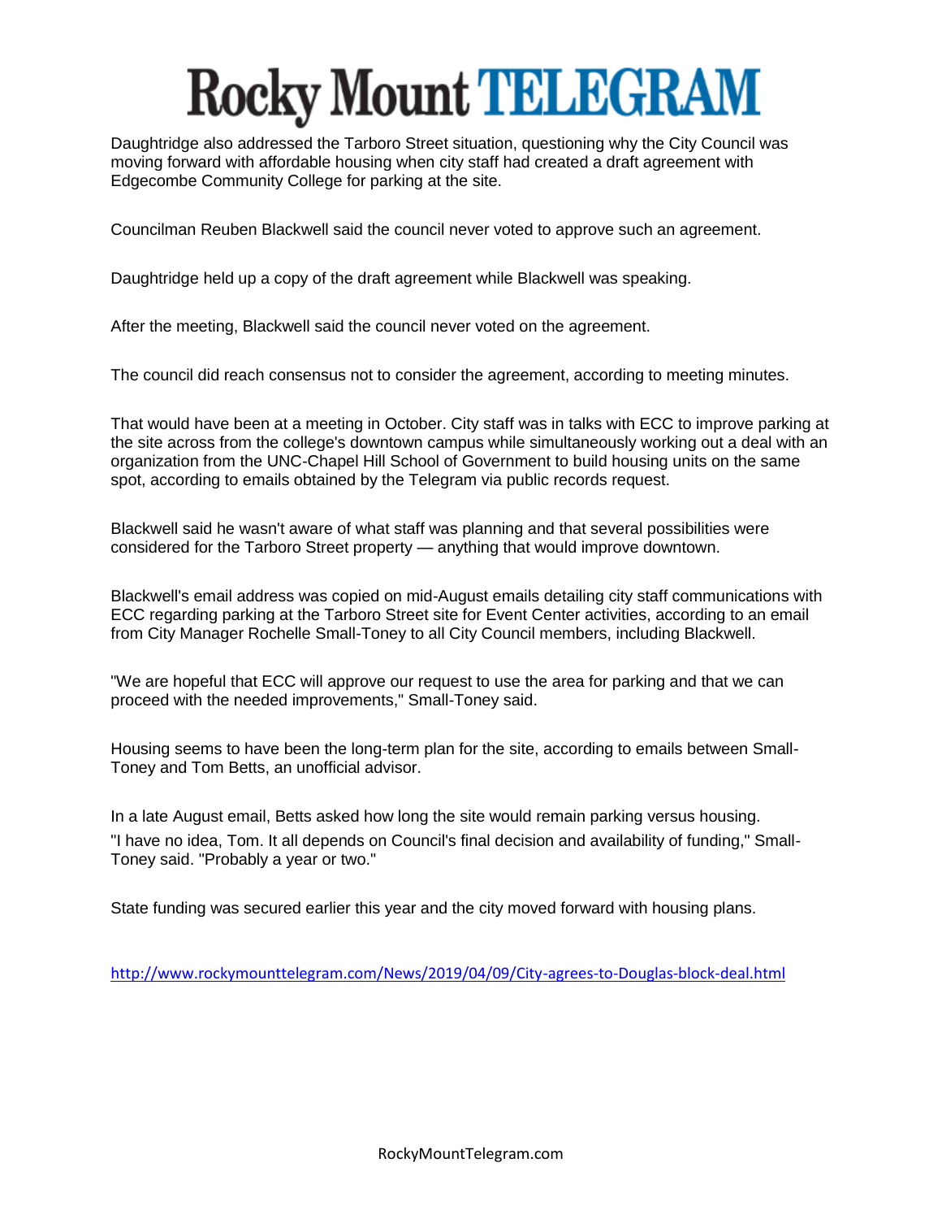# Rocky Mount TELEGRAM

Daughtridge also addressed the Tarboro Street situation, questioning why the City Council was moving forward with affordable housing when city staff had created a draft agreement with Edgecombe Community College for parking at the site.

Councilman Reuben Blackwell said the council never voted to approve such an agreement.

Daughtridge held up a copy of the draft agreement while Blackwell was speaking.

After the meeting, Blackwell said the council never voted on the agreement.

The council did reach consensus not to consider the agreement, according to meeting minutes.

That would have been at a meeting in October. City staff was in talks with ECC to improve parking at the site across from the college's downtown campus while simultaneously working out a deal with an organization from the UNC-Chapel Hill School of Government to build housing units on the same spot, according to emails obtained by the Telegram via public records request.

Blackwell said he wasn't aware of what staff was planning and that several possibilities were considered for the Tarboro Street property — anything that would improve downtown.

Blackwell's email address was copied on mid-August emails detailing city staff communications with ECC regarding parking at the Tarboro Street site for Event Center activities, according to an email from City Manager Rochelle Small-Toney to all City Council members, including Blackwell.

"We are hopeful that ECC will approve our request to use the area for parking and that we can proceed with the needed improvements," Small-Toney said.

Housing seems to have been the long-term plan for the site, according to emails between Small-Toney and Tom Betts, an unofficial advisor.

In a late August email, Betts asked how long the site would remain parking versus housing.

"I have no idea, Tom. It all depends on Council's final decision and availability of funding," Small-Toney said. "Probably a year or two."

State funding was secured earlier this year and the city moved forward with housing plans.

http://www.rockymounttelegram.com/News/2019/04/09/City-agrees-to-Douglas-block-deal.html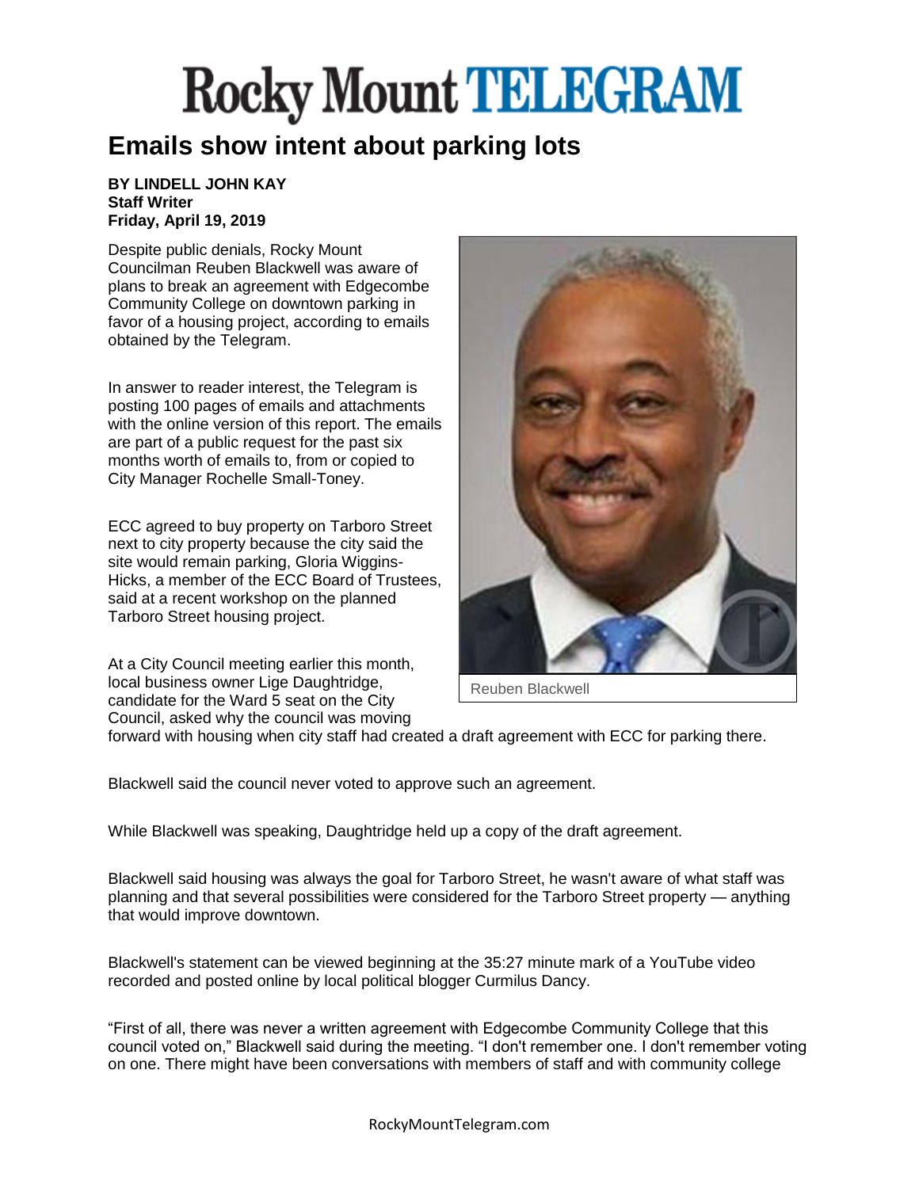# Rocky Mount TELEGRAM

## Emails show intent about parking lots

**BY LINDELL JOHN KAY**
**Staff Writer**
**Friday, April 19, 2019**

Despite public denials, Rocky Mount Councilman Reuben Blackwell was aware of plans to break an agreement with Edgecombe Community College on downtown parking in favor of a housing project, according to emails obtained by the Telegram.

In answer to reader interest, the Telegram is posting 100 pages of emails and attachments with the online version of this report. The emails are part of a public request for the past six months worth of emails to, from or copied to City Manager Rochelle Small-Toney.

ECC agreed to buy property on Tarboro Street next to city property because the city said the site would remain parking, Gloria Wiggins-Hicks, a member of the ECC Board of Trustees, said at a recent workshop on the planned Tarboro Street housing project.

Reuben Blackwell

At a City Council meeting earlier this month, local business owner Lige Daughtridge, candidate for the Ward 5 seat on the City Council, asked why the council was moving forward with housing when city staff had created a draft agreement with ECC for parking there.

Blackwell said the council never voted to approve such an agreement.

While Blackwell was speaking, Daughtridge held up a copy of the draft agreement.

Blackwell said housing was always the goal for Tarboro Street, he wasn't aware of what staff was planning and that several possibilities were considered for the Tarboro Street property — anything that would improve downtown.

Blackwell's statement can be viewed beginning at the 35:27 minute mark of a YouTube video recorded and posted online by local political blogger Curmilus Dancy.

"First of all, there was never a written agreement with Edgecombe Community College that this council voted on," Blackwell said during the meeting. "I don't remember one. I don't remember voting on one. There might have been conversations with members of staff and with community college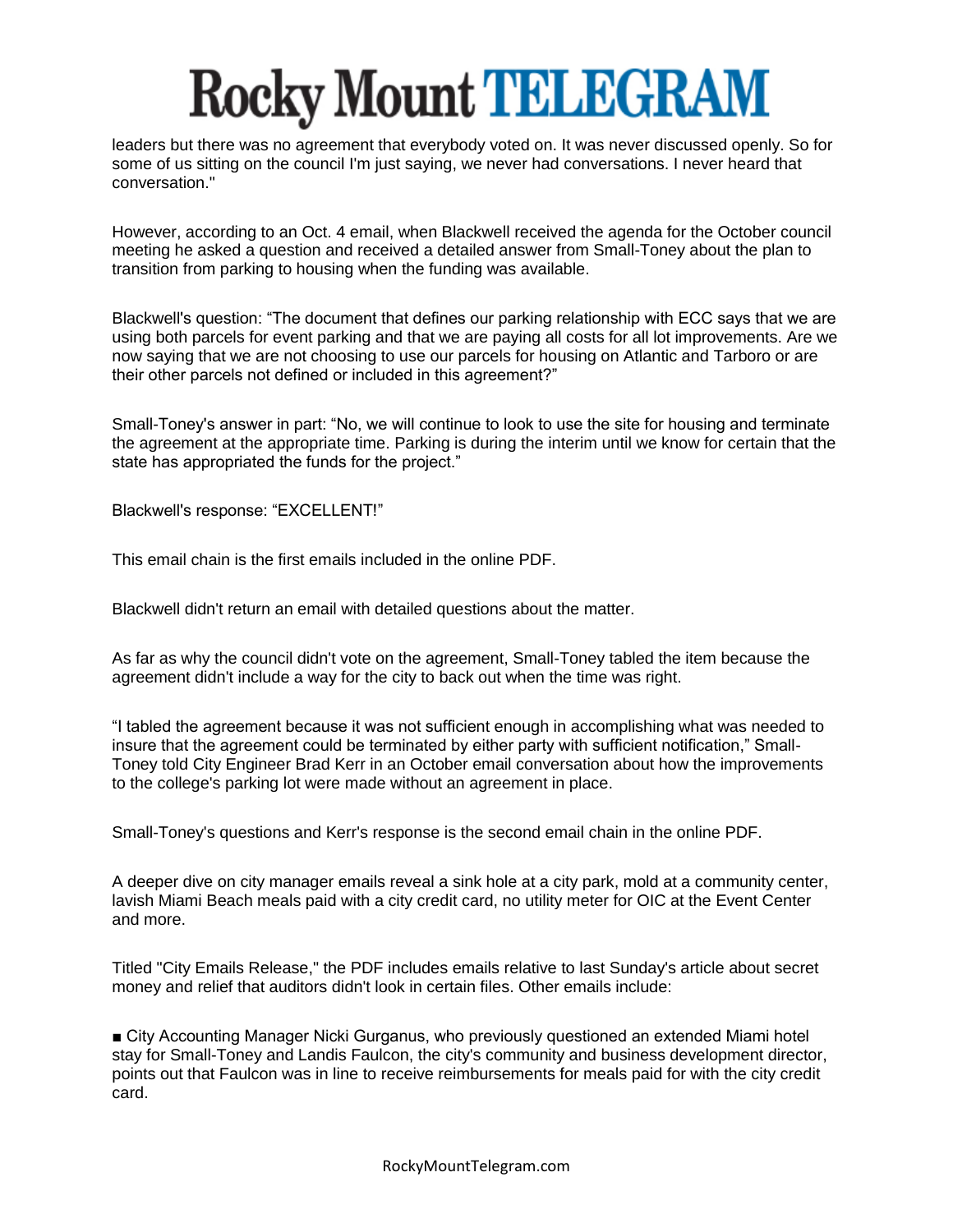leaders but there was no agreement that everybody voted on. It was never discussed openly. So for some of us sitting on the council I'm just saying, we never had conversations. I never heard that conversation."

However, according to an Oct. 4 email, when Blackwell received the agenda for the October council meeting he asked a question and received a detailed answer from Small-Toney about the plan to transition from parking to housing when the funding was available.

Blackwell's question: "The document that defines our parking relationship with ECC says that we are using both parcels for event parking and that we are paying all costs for all lot improvements. Are we now saying that we are not choosing to use our parcels for housing on Atlantic and Tarboro or are their other parcels not defined or included in this agreement?"

Small-Toney's answer in part: "No, we will continue to look to use the site for housing and terminate the agreement at the appropriate time. Parking is during the interim until we know for certain that the state has appropriated the funds for the project."

Blackwell's response: "EXCELLENT!"

This email chain is the first emails included in the online PDF.

Blackwell didn't return an email with detailed questions about the matter.

As far as why the council didn't vote on the agreement, Small-Toney tabled the item because the agreement didn't include a way for the city to back out when the time was right.

"I tabled the agreement because it was not sufficient enough in accomplishing what was needed to insure that the agreement could be terminated by either party with sufficient notification," Small-Toney told City Engineer Brad Kerr in an October email conversation about how the improvements to the college's parking lot were made without an agreement in place.

Small-Toney's questions and Kerr's response is the second email chain in the online PDF.

A deeper dive on city manager emails reveal a sink hole at a city park, mold at a community center, lavish Miami Beach meals paid with a city credit card, no utility meter for OIC at the Event Center and more.

Titled "City Emails Release," the PDF includes emails relative to last Sunday's article about secret money and relief that auditors didn't look in certain files. Other emails include:

■ City Accounting Manager Nicki Gurganus, who previously questioned an extended Miami hotel stay for Small-Toney and Landis Faulcon, the city's community and business development director, points out that Faulcon was in line to receive reimbursements for meals paid for with the city credit card.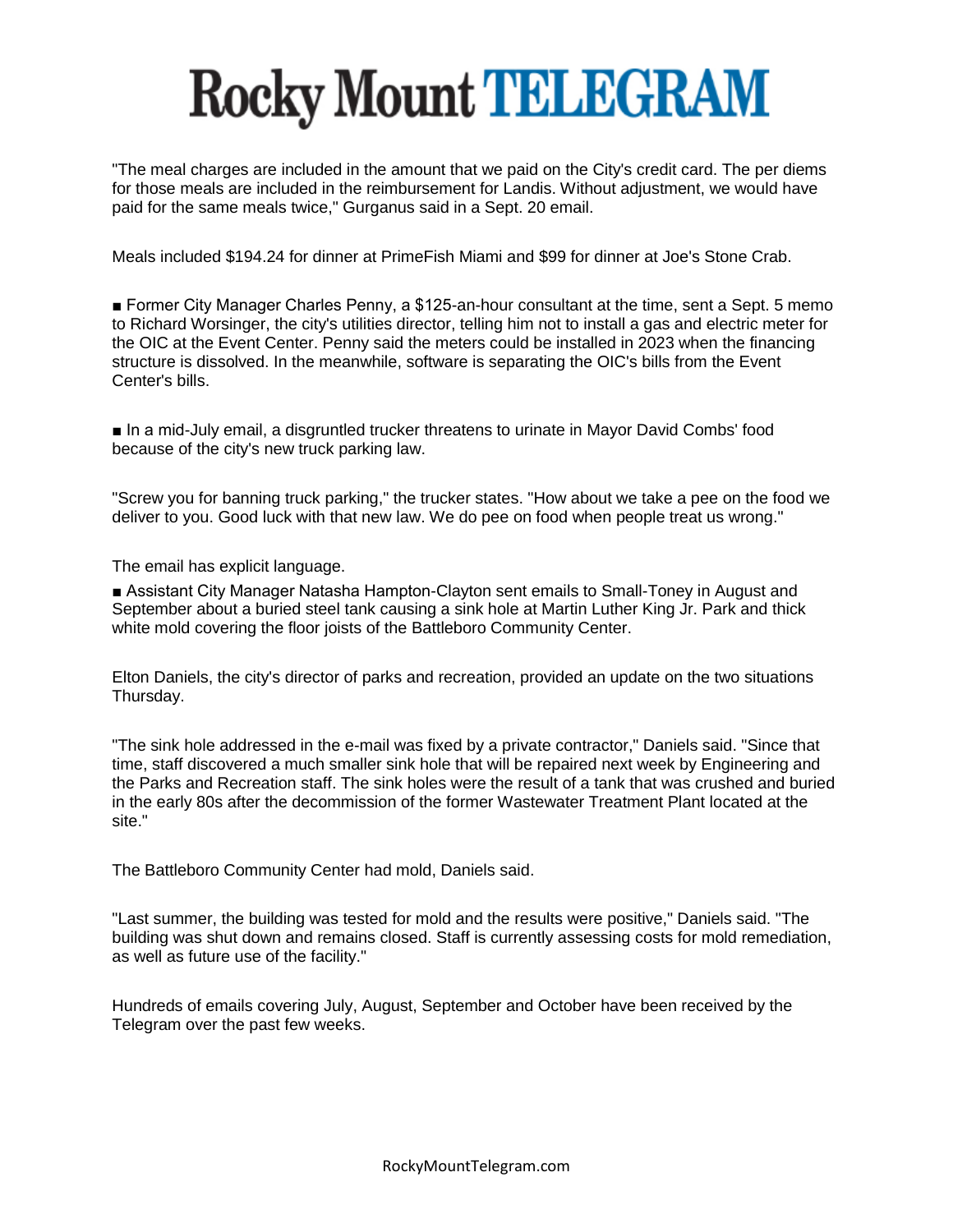"The meal charges are included in the amount that we paid on the City's credit card. The per diems for those meals are included in the reimbursement for Landis. Without adjustment, we would have paid for the same meals twice," Gurganus said in a Sept. 20 email.

Meals included $194.24 for dinner at PrimeFish Miami and $99 for dinner at Joe's Stone Crab.

■ Former City Manager Charles Penny, a $125-an-hour consultant at the time, sent a Sept. 5 memo to Richard Worsinger, the city's utilities director, telling him not to install a gas and electric meter for the OIC at the Event Center. Penny said the meters could be installed in 2023 when the financing structure is dissolved. In the meanwhile, software is separating the OIC's bills from the Event Center's bills.

■ In a mid-July email, a disgruntled trucker threatens to urinate in Mayor David Combs' food because of the city's new truck parking law.

"Screw you for banning truck parking," the trucker states. "How about we take a pee on the food we deliver to you. Good luck with that new law. We do pee on food when people treat us wrong."

The email has explicit language.

■ Assistant City Manager Natasha Hampton-Clayton sent emails to Small-Toney in August and September about a buried steel tank causing a sink hole at Martin Luther King Jr. Park and thick white mold covering the floor joists of the Battleboro Community Center.

Elton Daniels, the city's director of parks and recreation, provided an update on the two situations Thursday.

"The sink hole addressed in the e-mail was fixed by a private contractor," Daniels said. "Since that time, staff discovered a much smaller sink hole that will be repaired next week by Engineering and the Parks and Recreation staff. The sink holes were the result of a tank that was crushed and buried in the early 80s after the decommission of the former Wastewater Treatment Plant located at the site."

The Battleboro Community Center had mold, Daniels said.

"Last summer, the building was tested for mold and the results were positive," Daniels said. "The building was shut down and remains closed. Staff is currently assessing costs for mold remediation, as well as future use of the facility."

Hundreds of emails covering July, August, September and October have been received by the Telegram over the past few weeks.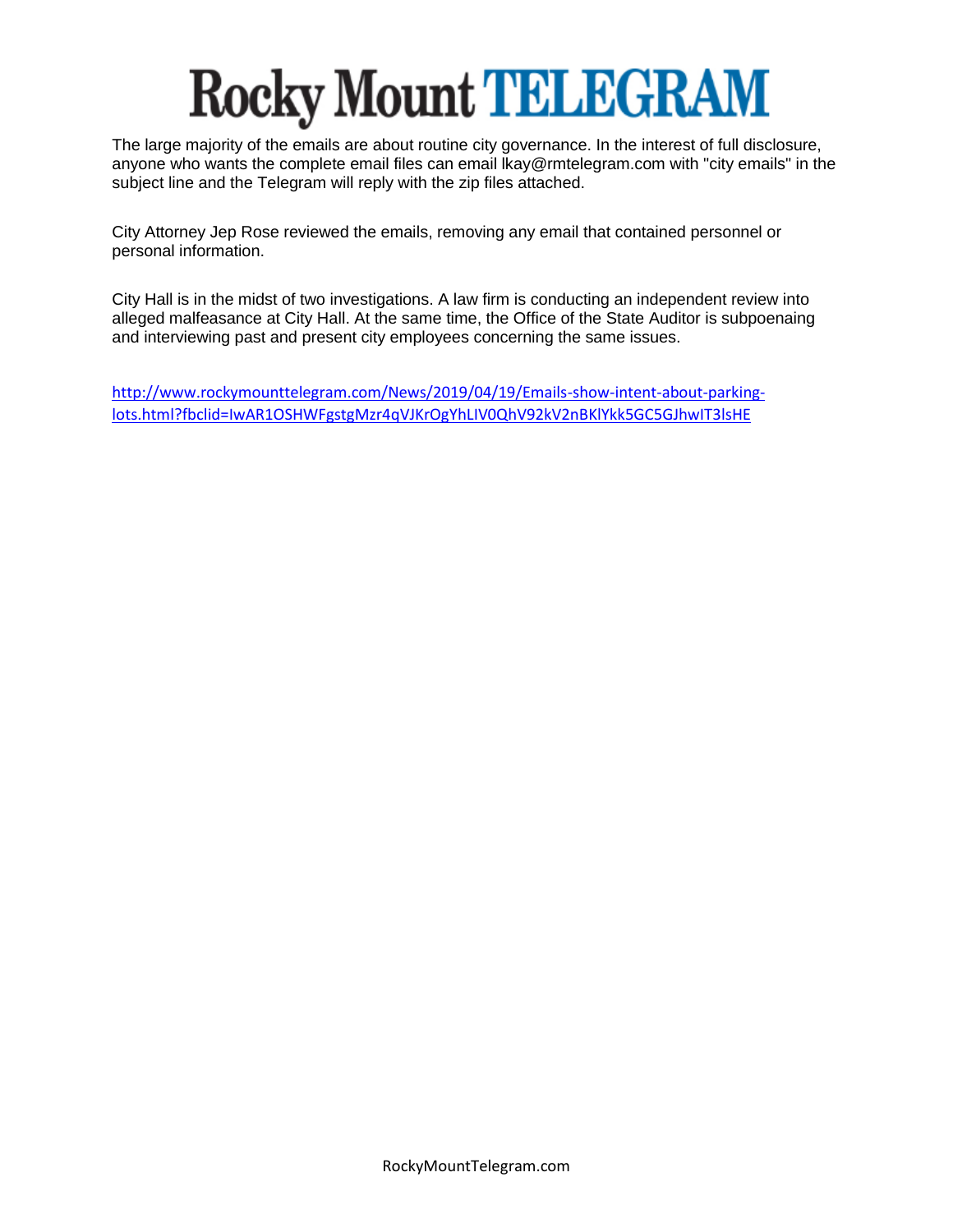The large majority of the emails are about routine city governance. In the interest of full disclosure, anyone who wants the complete email files can email lkay@rmtelegram.com with "city emails" in the subject line and the Telegram will reply with the zip files attached.

City Attorney Jep Rose reviewed the emails, removing any email that contained personnel or personal information.

City Hall is in the midst of two investigations. A law firm is conducting an independent review into alleged malfeasance at City Hall. At the same time, the Office of the State Auditor is subpoenaing and interviewing past and present city employees concerning the same issues.

http://www.rockymounttelegram.com/News/2019/04/19/Emails-show-intent-about-parking-lots.html?fbclid=IwAR1OSHWFgstgMzr4qVJKrOgYhLIV0QhV92kV2nBKlYkk5GC5GJhwIT3lsHE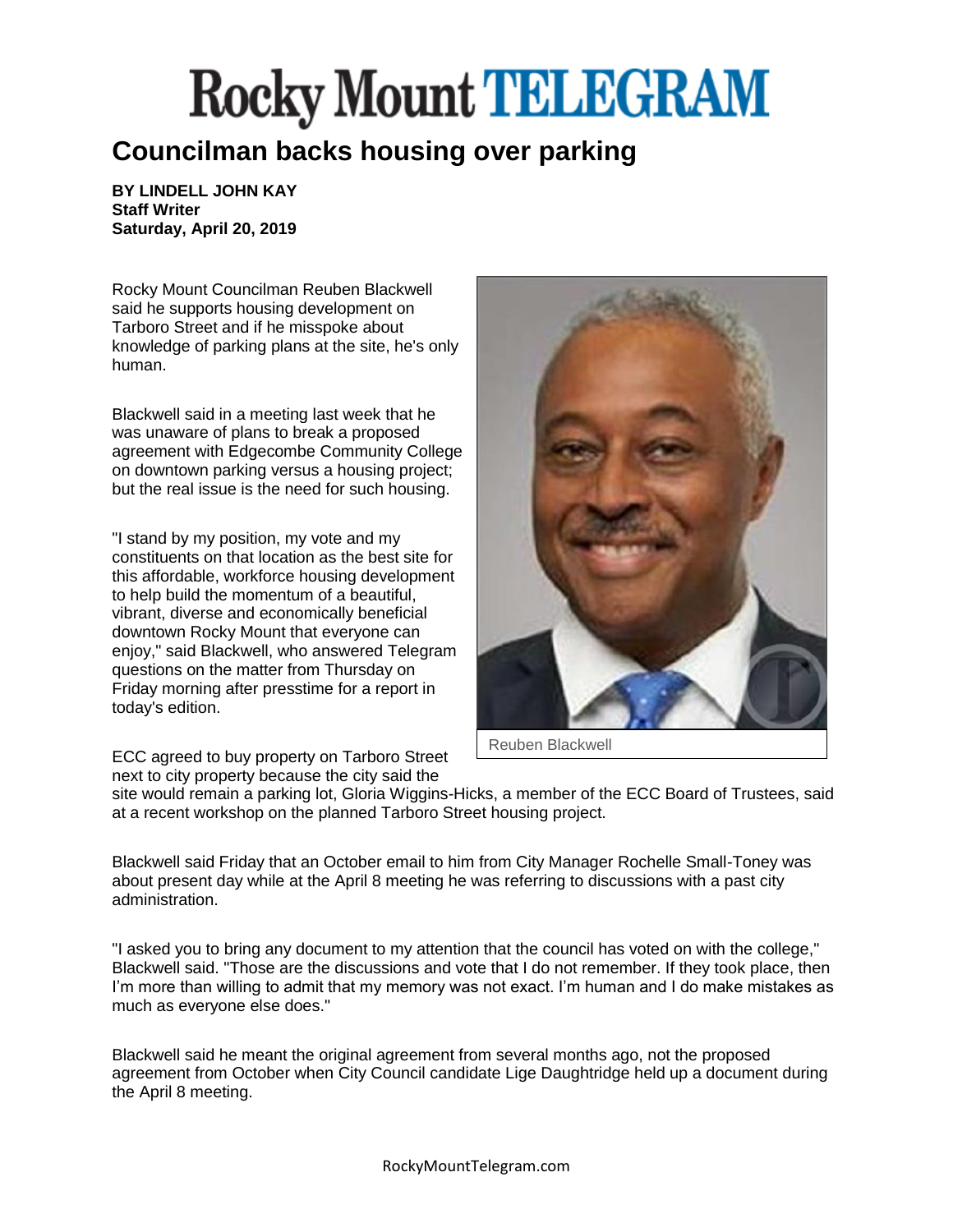# Rocky Mount TELEGRAM

## Councilman backs housing over parking

**BY LINDELL JOHN KAY**
**Staff Writer**
**Saturday, April 20, 2019**

Rocky Mount Councilman Reuben Blackwell said he supports housing development on Tarboro Street and if he misspoke about knowledge of parking plans at the site, he's only human.

Blackwell said in a meeting last week that he was unaware of plans to break a proposed agreement with Edgecombe Community College on downtown parking versus a housing project; but the real issue is the need for such housing.

"I stand by my position, my vote and my constituents on that location as the best site for this affordable, workforce housing development to help build the momentum of a beautiful, vibrant, diverse and economically beneficial downtown Rocky Mount that everyone can enjoy," said Blackwell, who answered Telegram questions on the matter from Thursday on Friday morning after presstime for a report in today's edition.

Reuben Blackwell

ECC agreed to buy property on Tarboro Street next to city property because the city said the site would remain a parking lot, Gloria Wiggins-Hicks, a member of the ECC Board of Trustees, said at a recent workshop on the planned Tarboro Street housing project.

Blackwell said Friday that an October email to him from City Manager Rochelle Small-Toney was about present day while at the April 8 meeting he was referring to discussions with a past city administration.

"I asked you to bring any document to my attention that the council has voted on with the college," Blackwell said. "Those are the discussions and vote that I do not remember. If they took place, then I'm more than willing to admit that my memory was not exact. I'm human and I do make mistakes as much as everyone else does."

Blackwell said he meant the original agreement from several months ago, not the proposed agreement from October when City Council candidate Lige Daughtridge held up a document during the April 8 meeting.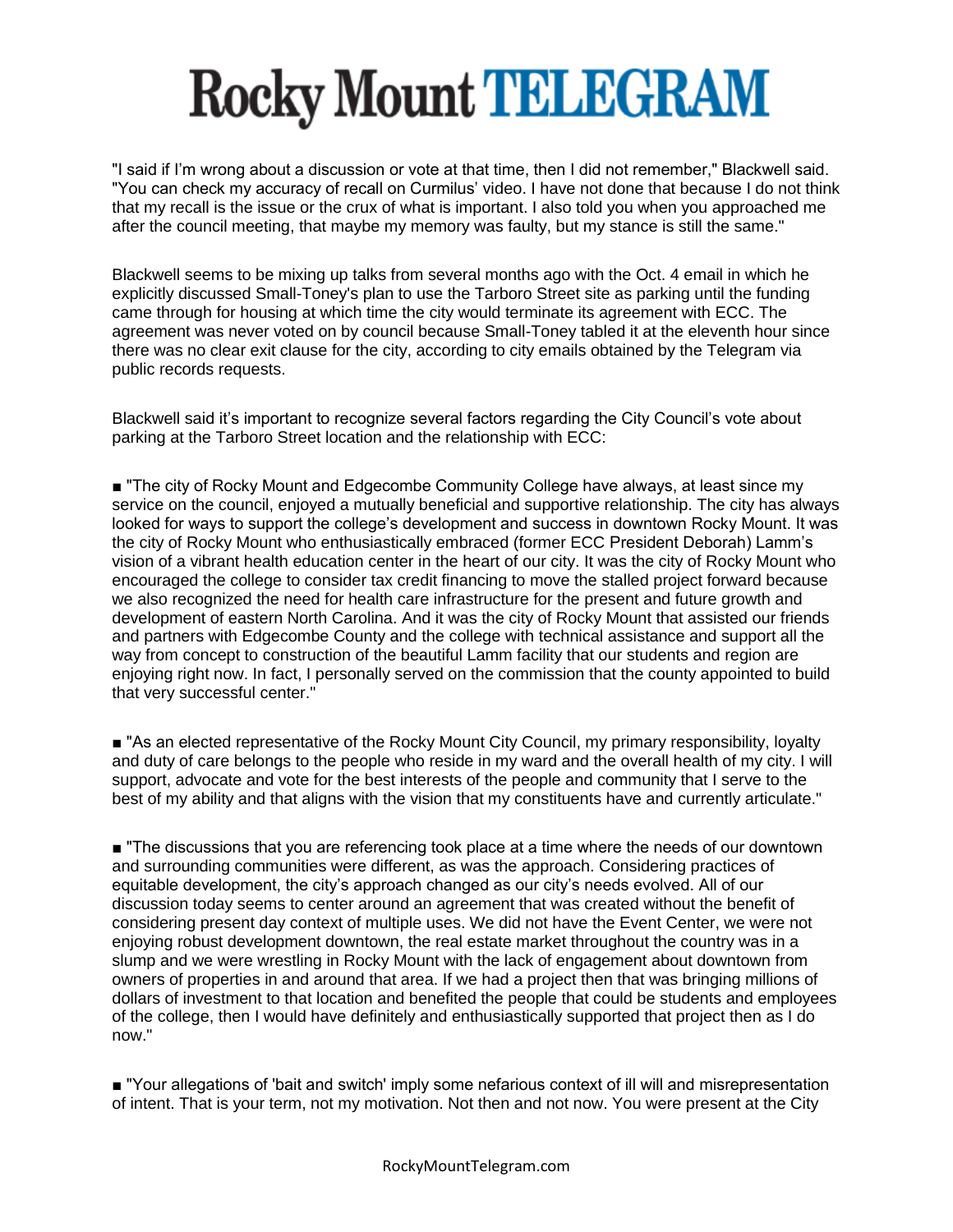"I said if I'm wrong about a discussion or vote at that time, then I did not remember," Blackwell said. "You can check my accuracy of recall on Curmilus' video. I have not done that because I do not think that my recall is the issue or the crux of what is important. I also told you when you approached me after the council meeting, that maybe my memory was faulty, but my stance is still the same."

Blackwell seems to be mixing up talks from several months ago with the Oct. 4 email in which he explicitly discussed Small-Toney's plan to use the Tarboro Street site as parking until the funding came through for housing at which time the city would terminate its agreement with ECC. The agreement was never voted on by council because Small-Toney tabled it at the eleventh hour since there was no clear exit clause for the city, according to city emails obtained by the Telegram via public records requests.

Blackwell said it's important to recognize several factors regarding the City Council's vote about parking at the Tarboro Street location and the relationship with ECC:

■ "The city of Rocky Mount and Edgecombe Community College have always, at least since my service on the council, enjoyed a mutually beneficial and supportive relationship. The city has always looked for ways to support the college's development and success in downtown Rocky Mount. It was the city of Rocky Mount who enthusiastically embraced (former ECC President Deborah) Lamm's vision of a vibrant health education center in the heart of our city. It was the city of Rocky Mount who encouraged the college to consider tax credit financing to move the stalled project forward because we also recognized the need for health care infrastructure for the present and future growth and development of eastern North Carolina. And it was the city of Rocky Mount that assisted our friends and partners with Edgecombe County and the college with technical assistance and support all the way from concept to construction of the beautiful Lamm facility that our students and region are enjoying right now. In fact, I personally served on the commission that the county appointed to build that very successful center."

■ "As an elected representative of the Rocky Mount City Council, my primary responsibility, loyalty and duty of care belongs to the people who reside in my ward and the overall health of my city. I will support, advocate and vote for the best interests of the people and community that I serve to the best of my ability and that aligns with the vision that my constituents have and currently articulate."

■ "The discussions that you are referencing took place at a time where the needs of our downtown and surrounding communities were different, as was the approach. Considering practices of equitable development, the city's approach changed as our city's needs evolved. All of our discussion today seems to center around an agreement that was created without the benefit of considering present day context of multiple uses. We did not have the Event Center, we were not enjoying robust development downtown, the real estate market throughout the country was in a slump and we were wrestling in Rocky Mount with the lack of engagement about downtown from owners of properties in and around that area. If we had a project then that was bringing millions of dollars of investment to that location and benefited the people that could be students and employees of the college, then I would have definitely and enthusiastically supported that project then as I do now."

■ "Your allegations of 'bait and switch' imply some nefarious context of ill will and misrepresentation of intent. That is your term, not my motivation. Not then and not now. You were present at the City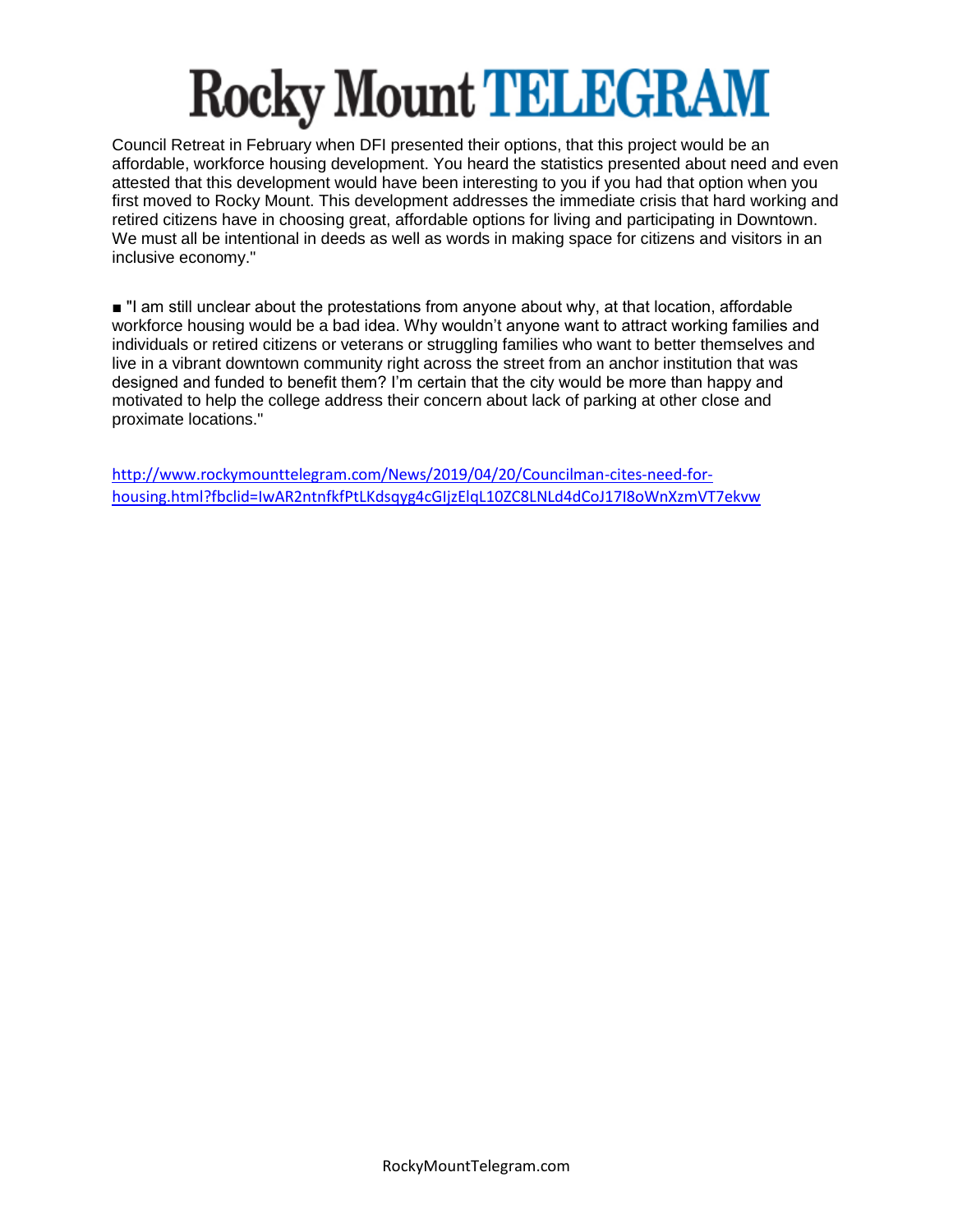Council Retreat in February when DFI presented their options, that this project would be an affordable, workforce housing development. You heard the statistics presented about need and even attested that this development would have been interesting to you if you had that option when you first moved to Rocky Mount. This development addresses the immediate crisis that hard working and retired citizens have in choosing great, affordable options for living and participating in Downtown. We must all be intentional in deeds as well as words in making space for citizens and visitors in an inclusive economy."

■ "I am still unclear about the protestations from anyone about why, at that location, affordable workforce housing would be a bad idea. Why wouldn't anyone want to attract working families and individuals or retired citizens or veterans or struggling families who want to better themselves and live in a vibrant downtown community right across the street from an anchor institution that was designed and funded to benefit them? I'm certain that the city would be more than happy and motivated to help the college address their concern about lack of parking at other close and proximate locations."

[http://www.rockymounttelegram.com/News/2019/04/20/Councilman-cites-need-for-housing.html?fbclid=IwAR2ntnfkfPtLKdsqyg4cGIjzElqL10ZC8LNLd4dCoJ17I8oWnXzmVT7ekvw](http://www.rockymounttelegram.com/News/2019/04/20/Councilman-cites-need-for-housing.html?fbclid=IwAR2ntnfkfPtLKdsqyg4cGIjzElqL10ZC8LNLd4dCoJ17I8oWnXzmVT7ekvw)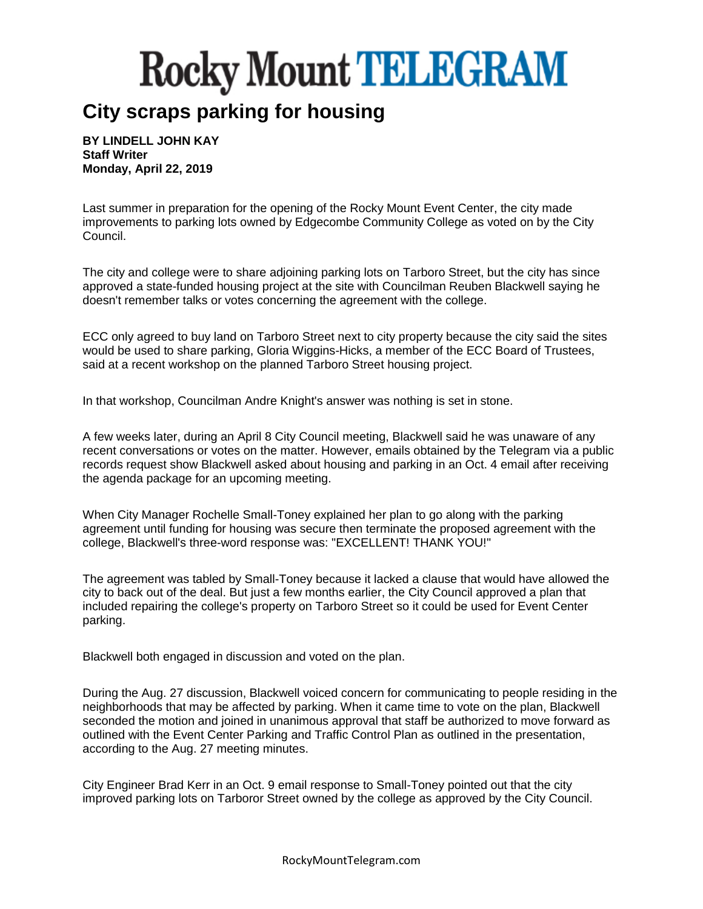# Rocky Mount TELEGRAM

## City scraps parking for housing

**BY LINDELL JOHN KAY**
**Staff Writer**
**Monday, April 22, 2019**

Last summer in preparation for the opening of the Rocky Mount Event Center, the city made improvements to parking lots owned by Edgecombe Community College as voted on by the City Council.

The city and college were to share adjoining parking lots on Tarboro Street, but the city has since approved a state-funded housing project at the site with Councilman Reuben Blackwell saying he doesn't remember talks or votes concerning the agreement with the college.

ECC only agreed to buy land on Tarboro Street next to city property because the city said the sites would be used to share parking, Gloria Wiggins-Hicks, a member of the ECC Board of Trustees, said at a recent workshop on the planned Tarboro Street housing project.

In that workshop, Councilman Andre Knight's answer was nothing is set in stone.

A few weeks later, during an April 8 City Council meeting, Blackwell said he was unaware of any recent conversations or votes on the matter. However, emails obtained by the Telegram via a public records request show Blackwell asked about housing and parking in an Oct. 4 email after receiving the agenda package for an upcoming meeting.

When City Manager Rochelle Small-Toney explained her plan to go along with the parking agreement until funding for housing was secure then terminate the proposed agreement with the college, Blackwell's three-word response was: "EXCELLENT! THANK YOU!"

The agreement was tabled by Small-Toney because it lacked a clause that would have allowed the city to back out of the deal. But just a few months earlier, the City Council approved a plan that included repairing the college's property on Tarboro Street so it could be used for Event Center parking.

Blackwell both engaged in discussion and voted on the plan.

During the Aug. 27 discussion, Blackwell voiced concern for communicating to people residing in the neighborhoods that may be affected by parking. When it came time to vote on the plan, Blackwell seconded the motion and joined in unanimous approval that staff be authorized to move forward as outlined with the Event Center Parking and Traffic Control Plan as outlined in the presentation, according to the Aug. 27 meeting minutes.

City Engineer Brad Kerr in an Oct. 9 email response to Small-Toney pointed out that the city improved parking lots on Tarboror Street owned by the college as approved by the City Council.

RockyMountTelegram.com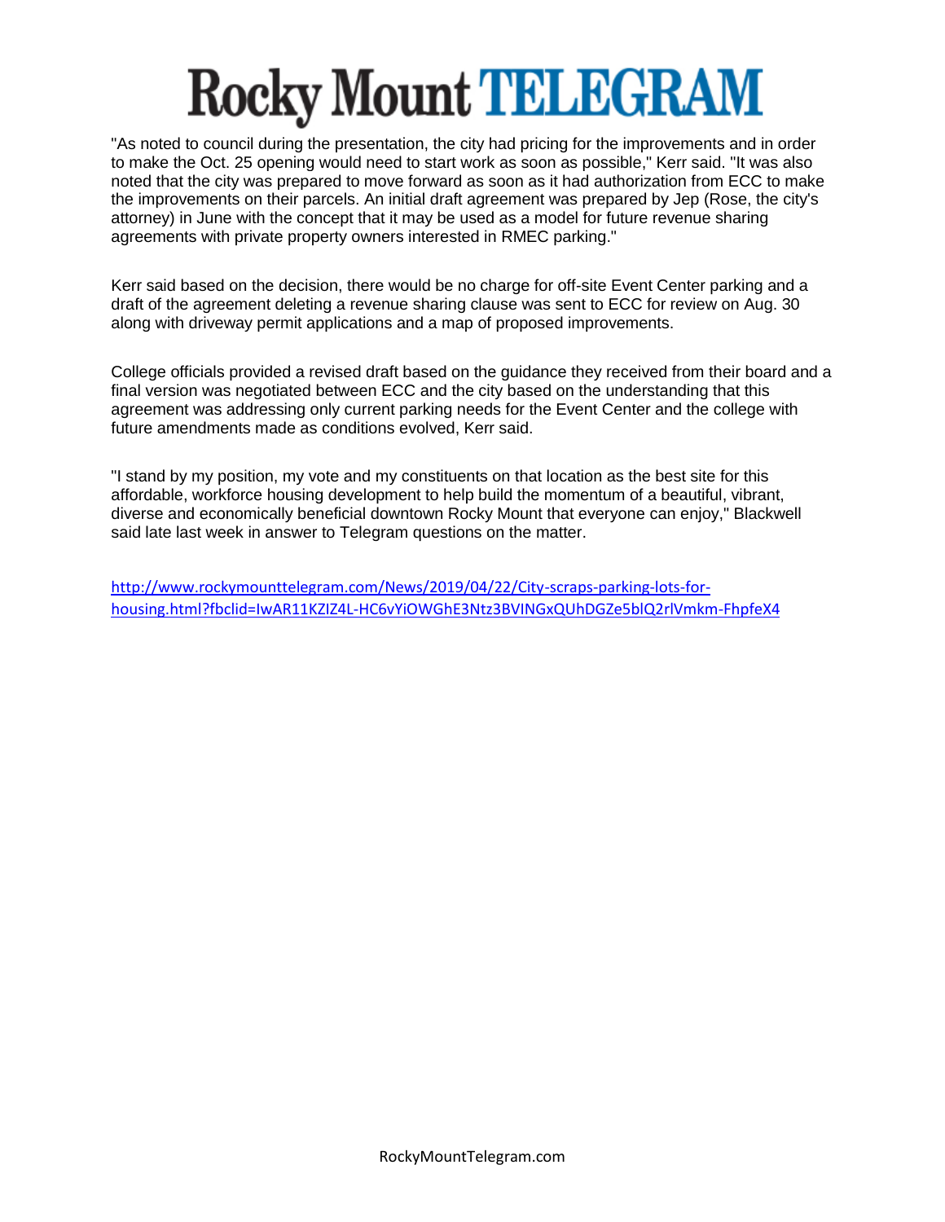"As noted to council during the presentation, the city had pricing for the improvements and in order to make the Oct. 25 opening would need to start work as soon as possible," Kerr said. "It was also noted that the city was prepared to move forward as soon as it had authorization from ECC to make the improvements on their parcels. An initial draft agreement was prepared by Jep (Rose, the city's attorney) in June with the concept that it may be used as a model for future revenue sharing agreements with private property owners interested in RMEC parking."

Kerr said based on the decision, there would be no charge for off-site Event Center parking and a draft of the agreement deleting a revenue sharing clause was sent to ECC for review on Aug. 30 along with driveway permit applications and a map of proposed improvements.

College officials provided a revised draft based on the guidance they received from their board and a final version was negotiated between ECC and the city based on the understanding that this agreement was addressing only current parking needs for the Event Center and the college with future amendments made as conditions evolved, Kerr said.

"I stand by my position, my vote and my constituents on that location as the best site for this affordable, workforce housing development to help build the momentum of a beautiful, vibrant, diverse and economically beneficial downtown Rocky Mount that everyone can enjoy," Blackwell said late last week in answer to Telegram questions on the matter.

http://www.rockymounttelegram.com/News/2019/04/22/City-scraps-parking-lots-for-housing.html?fbclid=IwAR11KZIZ4L-HC6vYiOWGhE3Ntz3BVINGxQUhDGZe5blQ2rlVmkm-FhpfeX4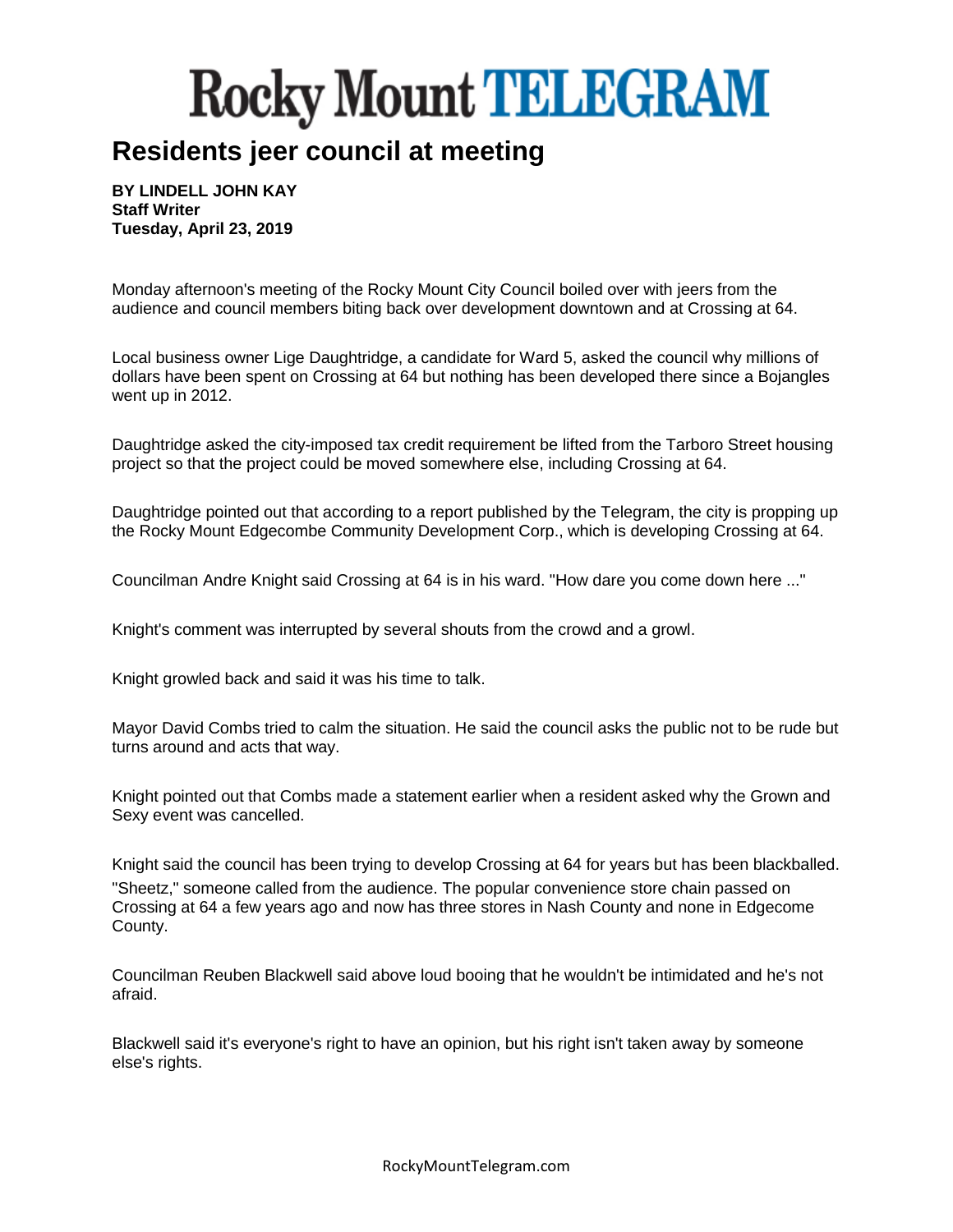# Rocky Mount TELEGRAM

## Residents jeer council at meeting

**BY LINDELL JOHN KAY**
**Staff Writer**
**Tuesday, April 23, 2019**

Monday afternoon's meeting of the Rocky Mount City Council boiled over with jeers from the audience and council members biting back over development downtown and at Crossing at 64.

Local business owner Lige Daughtridge, a candidate for Ward 5, asked the council why millions of dollars have been spent on Crossing at 64 but nothing has been developed there since a Bojangles went up in 2012.

Daughtridge asked the city-imposed tax credit requirement be lifted from the Tarboro Street housing project so that the project could be moved somewhere else, including Crossing at 64.

Daughtridge pointed out that according to a report published by the Telegram, the city is propping up the Rocky Mount Edgecombe Community Development Corp., which is developing Crossing at 64.

Councilman Andre Knight said Crossing at 64 is in his ward. "How dare you come down here ..."

Knight's comment was interrupted by several shouts from the crowd and a growl.

Knight growled back and said it was his time to talk.

Mayor David Combs tried to calm the situation. He said the council asks the public not to be rude but turns around and acts that way.

Knight pointed out that Combs made a statement earlier when a resident asked why the Grown and Sexy event was cancelled.

Knight said the council has been trying to develop Crossing at 64 for years but has been blackballed.
"Sheetz," someone called from the audience. The popular convenience store chain passed on Crossing at 64 a few years ago and now has three stores in Nash County and none in Edgecome County.

Councilman Reuben Blackwell said above loud booing that he wouldn't be intimidated and he's not afraid.

Blackwell said it's everyone's right to have an opinion, but his right isn't taken away by someone else's rights.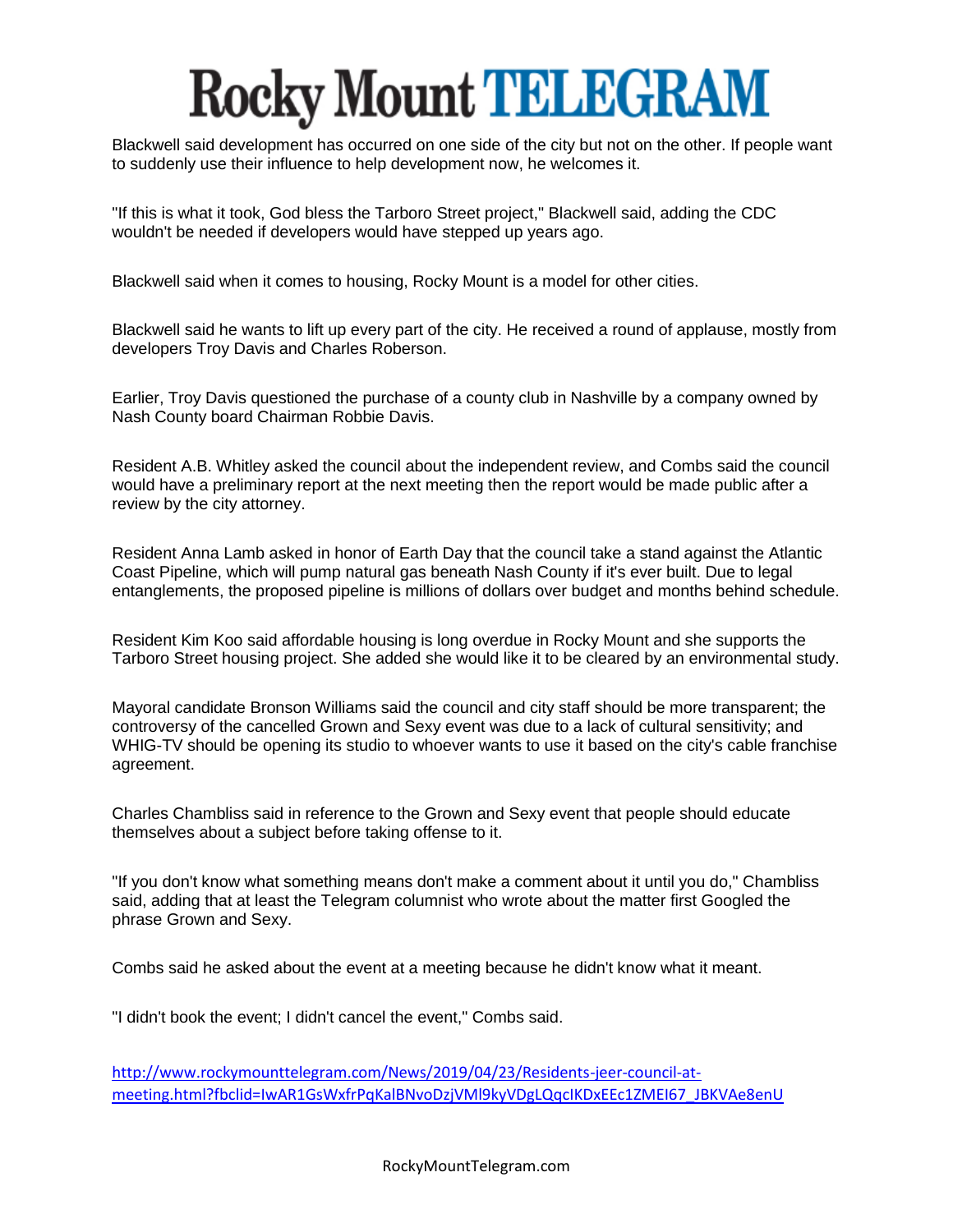Blackwell said development has occurred on one side of the city but not on the other. If people want to suddenly use their influence to help development now, he welcomes it.

"If this is what it took, God bless the Tarboro Street project," Blackwell said, adding the CDC wouldn't be needed if developers would have stepped up years ago.

Blackwell said when it comes to housing, Rocky Mount is a model for other cities.

Blackwell said he wants to lift up every part of the city. He received a round of applause, mostly from developers Troy Davis and Charles Roberson.

Earlier, Troy Davis questioned the purchase of a county club in Nashville by a company owned by Nash County board Chairman Robbie Davis.

Resident A.B. Whitley asked the council about the independent review, and Combs said the council would have a preliminary report at the next meeting then the report would be made public after a review by the city attorney.

Resident Anna Lamb asked in honor of Earth Day that the council take a stand against the Atlantic Coast Pipeline, which will pump natural gas beneath Nash County if it's ever built. Due to legal entanglements, the proposed pipeline is millions of dollars over budget and months behind schedule.

Resident Kim Koo said affordable housing is long overdue in Rocky Mount and she supports the Tarboro Street housing project. She added she would like it to be cleared by an environmental study.

Mayoral candidate Bronson Williams said the council and city staff should be more transparent; the controversy of the cancelled Grown and Sexy event was due to a lack of cultural sensitivity; and WHIG-TV should be opening its studio to whoever wants to use it based on the city's cable franchise agreement.

Charles Chambliss said in reference to the Grown and Sexy event that people should educate themselves about a subject before taking offense to it.

"If you don't know what something means don't make a comment about it until you do," Chambliss said, adding that at least the Telegram columnist who wrote about the matter first Googled the phrase Grown and Sexy.

Combs said he asked about the event at a meeting because he didn't know what it meant.

"I didn't book the event; I didn't cancel the event," Combs said.

http://www.rockymounttelegram.com/News/2019/04/23/Residents-jeer-council-at-meeting.html?fbclid=IwAR1GsWxfrPqKalBNvoDzjVMl9kyVDgLQqcIKDxEEc1ZMEI67_JBKVAe8enU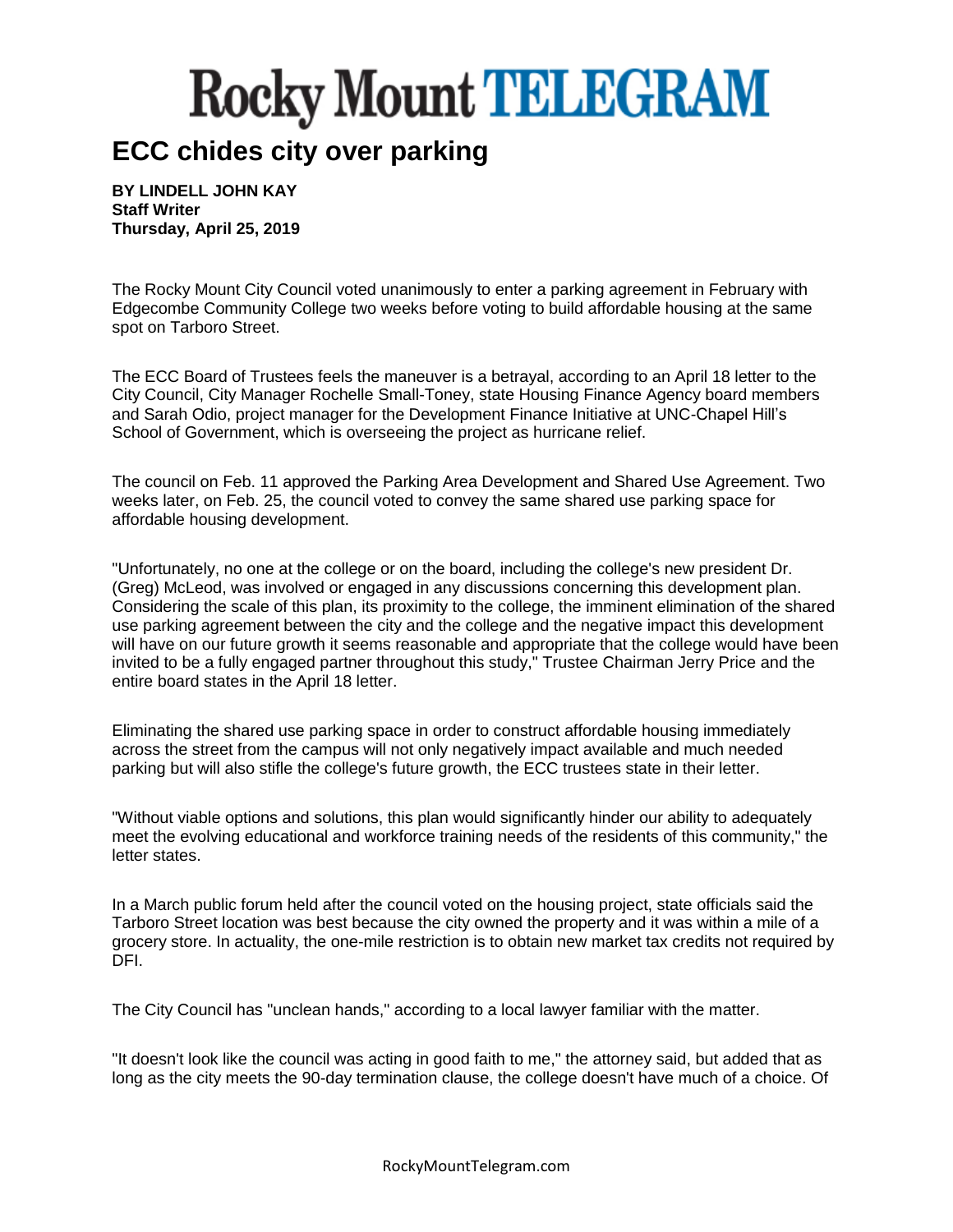# Rocky Mount TELEGRAM

## ECC chides city over parking

**BY LINDELL JOHN KAY**
**Staff Writer**
**Thursday, April 25, 2019**

The Rocky Mount City Council voted unanimously to enter a parking agreement in February with Edgecombe Community College two weeks before voting to build affordable housing at the same spot on Tarboro Street.

The ECC Board of Trustees feels the maneuver is a betrayal, according to an April 18 letter to the City Council, City Manager Rochelle Small-Toney, state Housing Finance Agency board members and Sarah Odio, project manager for the Development Finance Initiative at UNC-Chapel Hill's School of Government, which is overseeing the project as hurricane relief.

The council on Feb. 11 approved the Parking Area Development and Shared Use Agreement. Two weeks later, on Feb. 25, the council voted to convey the same shared use parking space for affordable housing development.

"Unfortunately, no one at the college or on the board, including the college's new president Dr. (Greg) McLeod, was involved or engaged in any discussions concerning this development plan. Considering the scale of this plan, its proximity to the college, the imminent elimination of the shared use parking agreement between the city and the college and the negative impact this development will have on our future growth it seems reasonable and appropriate that the college would have been invited to be a fully engaged partner throughout this study," Trustee Chairman Jerry Price and the entire board states in the April 18 letter.

Eliminating the shared use parking space in order to construct affordable housing immediately across the street from the campus will not only negatively impact available and much needed parking but will also stifle the college's future growth, the ECC trustees state in their letter.

"Without viable options and solutions, this plan would significantly hinder our ability to adequately meet the evolving educational and workforce training needs of the residents of this community," the letter states.

In a March public forum held after the council voted on the housing project, state officials said the Tarboro Street location was best because the city owned the property and it was within a mile of a grocery store. In actuality, the one-mile restriction is to obtain new market tax credits not required by DFI.

The City Council has "unclean hands," according to a local lawyer familiar with the matter.

"It doesn't look like the council was acting in good faith to me," the attorney said, but added that as long as the city meets the 90-day termination clause, the college doesn't have much of a choice. Of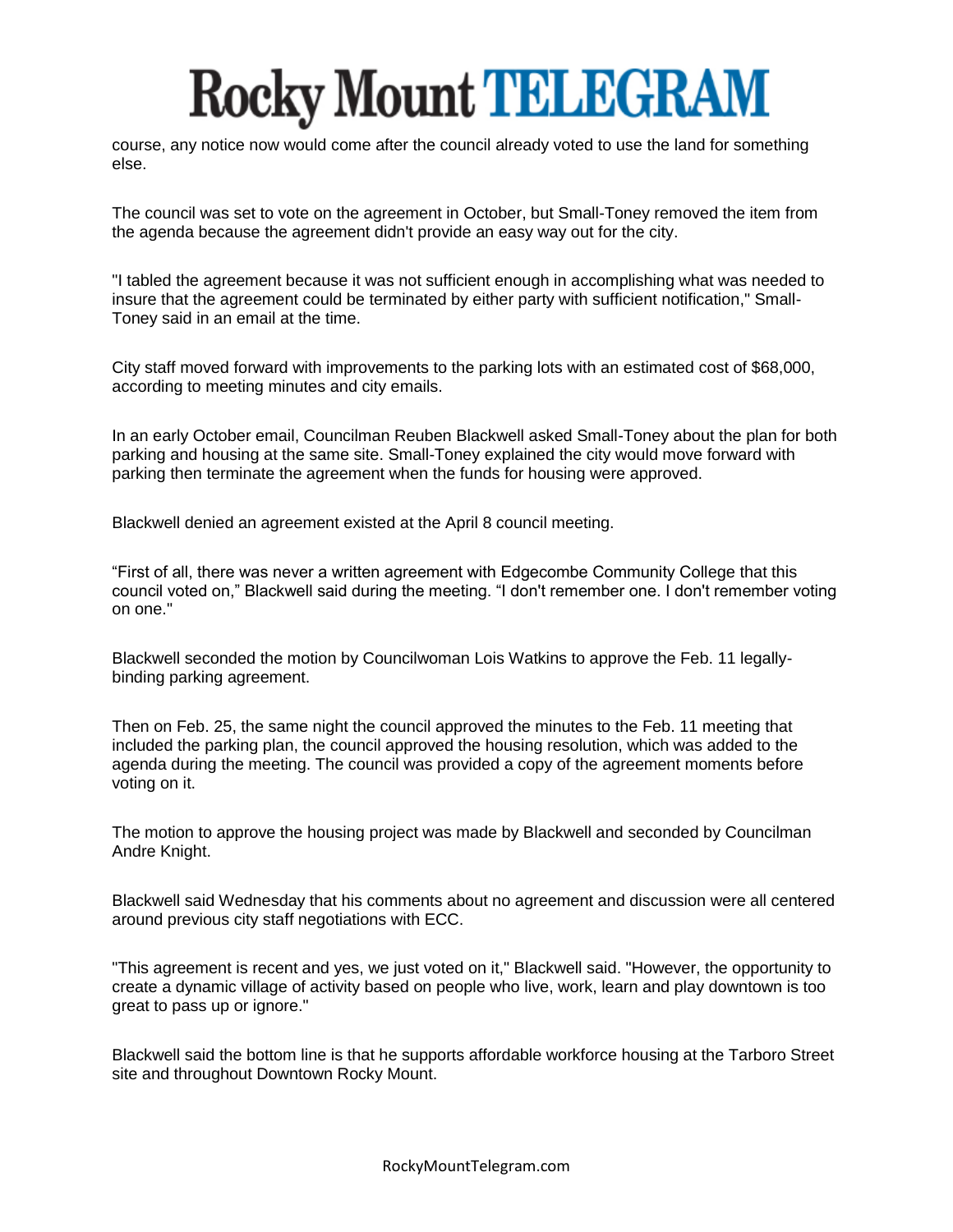course, any notice now would come after the council already voted to use the land for something else.

The council was set to vote on the agreement in October, but Small-Toney removed the item from the agenda because the agreement didn't provide an easy way out for the city.

"I tabled the agreement because it was not sufficient enough in accomplishing what was needed to insure that the agreement could be terminated by either party with sufficient notification," Small-Toney said in an email at the time.

City staff moved forward with improvements to the parking lots with an estimated cost of $68,000, according to meeting minutes and city emails.

In an early October email, Councilman Reuben Blackwell asked Small-Toney about the plan for both parking and housing at the same site. Small-Toney explained the city would move forward with parking then terminate the agreement when the funds for housing were approved.

Blackwell denied an agreement existed at the April 8 council meeting.

“First of all, there was never a written agreement with Edgecombe Community College that this council voted on,” Blackwell said during the meeting. “I don't remember one. I don't remember voting on one."

Blackwell seconded the motion by Councilwoman Lois Watkins to approve the Feb. 11 legally-binding parking agreement.

Then on Feb. 25, the same night the council approved the minutes to the Feb. 11 meeting that included the parking plan, the council approved the housing resolution, which was added to the agenda during the meeting. The council was provided a copy of the agreement moments before voting on it.

The motion to approve the housing project was made by Blackwell and seconded by Councilman Andre Knight.

Blackwell said Wednesday that his comments about no agreement and discussion were all centered around previous city staff negotiations with ECC.

"This agreement is recent and yes, we just voted on it," Blackwell said. "However, the opportunity to create a dynamic village of activity based on people who live, work, learn and play downtown is too great to pass up or ignore."

Blackwell said the bottom line is that he supports affordable workforce housing at the Tarboro Street site and throughout Downtown Rocky Mount.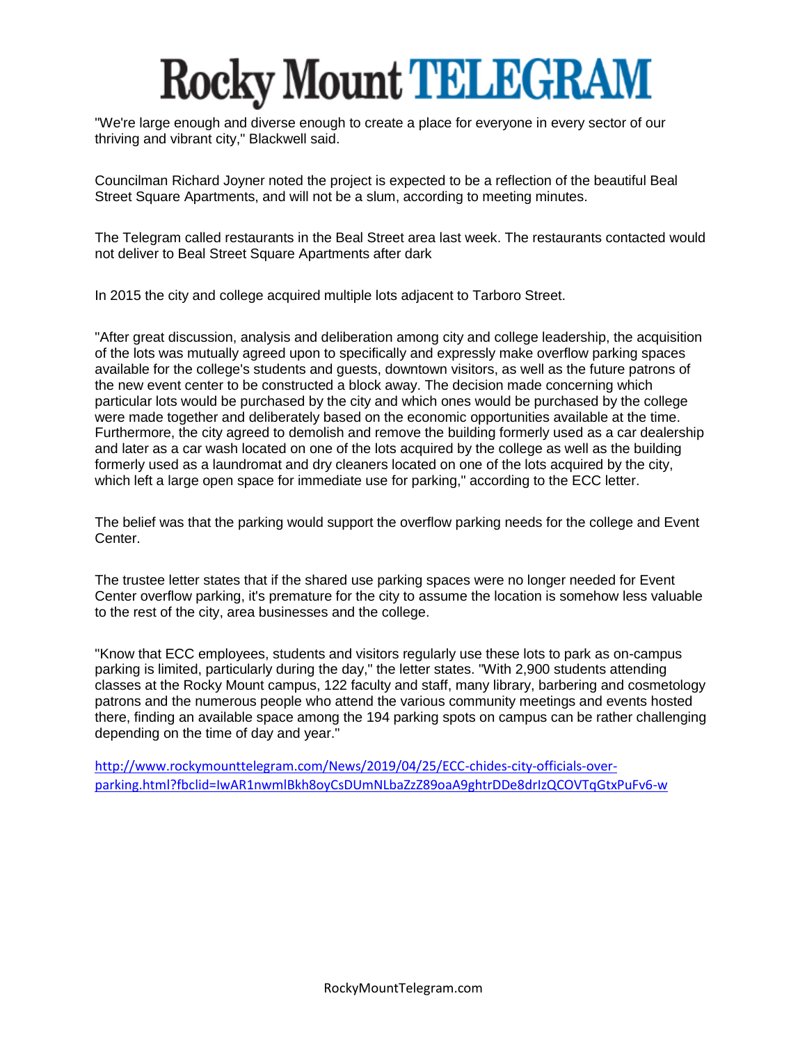# Rocky Mount TELEGRAM

"We're large enough and diverse enough to create a place for everyone in every sector of our thriving and vibrant city," Blackwell said.

Councilman Richard Joyner noted the project is expected to be a reflection of the beautiful Beal Street Square Apartments, and will not be a slum, according to meeting minutes.

The Telegram called restaurants in the Beal Street area last week. The restaurants contacted would not deliver to Beal Street Square Apartments after dark

In 2015 the city and college acquired multiple lots adjacent to Tarboro Street.

"After great discussion, analysis and deliberation among city and college leadership, the acquisition of the lots was mutually agreed upon to specifically and expressly make overflow parking spaces available for the college's students and guests, downtown visitors, as well as the future patrons of the new event center to be constructed a block away. The decision made concerning which particular lots would be purchased by the city and which ones would be purchased by the college were made together and deliberately based on the economic opportunities available at the time. Furthermore, the city agreed to demolish and remove the building formerly used as a car dealership and later as a car wash located on one of the lots acquired by the college as well as the building formerly used as a laundromat and dry cleaners located on one of the lots acquired by the city, which left a large open space for immediate use for parking," according to the ECC letter.

The belief was that the parking would support the overflow parking needs for the college and Event Center.

The trustee letter states that if the shared use parking spaces were no longer needed for Event Center overflow parking, it's premature for the city to assume the location is somehow less valuable to the rest of the city, area businesses and the college.

"Know that ECC employees, students and visitors regularly use these lots to park as on-campus parking is limited, particularly during the day," the letter states. "With 2,900 students attending classes at the Rocky Mount campus, 122 faculty and staff, many library, barbering and cosmetology patrons and the numerous people who attend the various community meetings and events hosted there, finding an available space among the 194 parking spots on campus can be rather challenging depending on the time of day and year."

http://www.rockymounttelegram.com/News/2019/04/25/ECC-chides-city-officials-over-parking.html?fbclid=IwAR1nwmlBkh8oyCsDUmNLbaZzZ89oaA9ghtrDDe8drIzQCOVTqGtxPuFv6-w